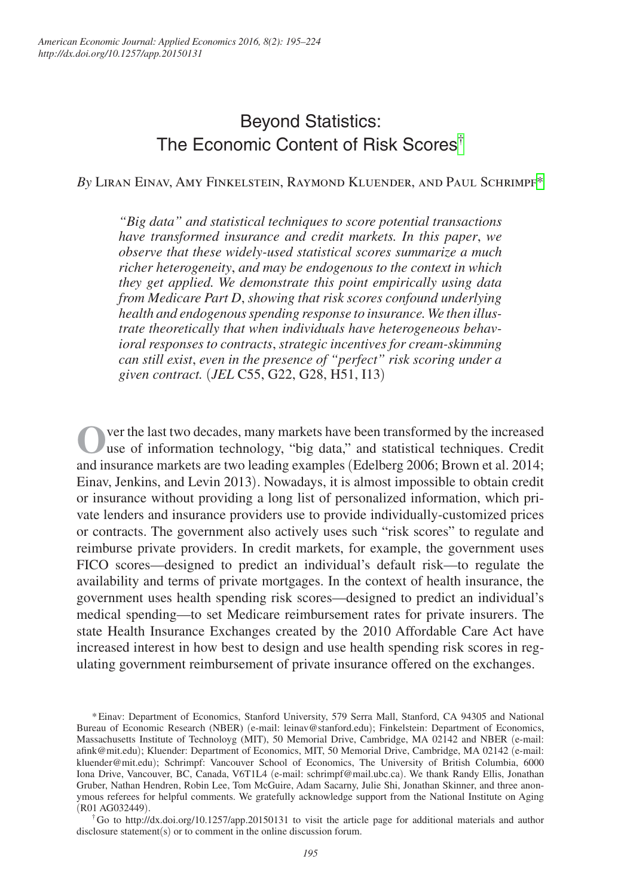# Beyond Statistics: The Economic Content of Risk Scores[†]

*By* Liran Einav, Amy Finkelstein, Raymond Kluender, and Paul Schrimpf[*]

*"Big data" and statistical techniques to score potential transactions have transformed insurance and credit markets. In this paper, we observe that these widely-used statistical scores summarize a much richer heterogeneity, and may be endogenous to the context in which they get applied. We demonstrate this point empirically using data from Medicare Part D, showing that risk scores confound underlying health and endogenous spending response to insurance. We then illustrate theoretically that when individuals have heterogeneous behavioral responses to contracts, strategic incentives for cream-skimming can still exist, even in the presence of "perfect" risk scoring under a given contract.* (*JEL* C55, G22, G28, H51, I13)

Over the last two decades, many markets have been transformed by the increased use of information technology, "big data," and statistical techniques. Credit and insurance markets are two leading examples (Edelberg 2006; Brown et al. 2014; Einav, Jenkins, and Levin 2013). Nowadays, it is almost impossible to obtain credit or insurance without providing a long list of personalized information, which private lenders and insurance providers use to provide individually-customized prices or contracts. The government also actively uses such "risk scores" to regulate and reimburse private providers. In credit markets, for example, the government uses FICO scores—designed to predict an individual's default risk—to regulate the availability and terms of private mortgages. In the context of health insurance, the government uses health spending risk scores—designed to predict an individual's medical spending—to set Medicare reimbursement rates for private insurers. The state Health Insurance Exchanges created by the 2010 Affordable Care Act have increased interest in how best to design and use health spending risk scores in regulating government reimbursement of private insurance offered on the exchanges.

[*] Einav: Department of Economics, Stanford University, 579 Serra Mall, Stanford, CA 94305 and National Bureau of Economic Research (NBER) (e-mail: leinav@stanford.edu); Finkelstein: Department of Economics, Massachusetts Institute of Technolog (MIT), 50 Memorial Drive, Cambridge, MA 02142 and NBER (e-mail: afink@mit.edu); Kluender: Department of Economics, MIT, 50 Memorial Drive, Cambridge, MA 02142 (e-mail: kluender@mit.edu); Schrimpf: Vancouver School of Economics, The University of British Columbia, 6000 Iona Drive, Vancouver, BC, Canada, V6T1L4 (e-mail: schrimpf@mail.ubc.ca). We thank Randy Ellis, Jonathan Gruber, Nathan Hendren, Robin Lee, Tom McGuire, Adam Sacarny, Julie Shi, Jonathan Skinner, and three anonymous referees for helpful comments. We gratefully acknowledge support from the National Institute on Aging (R01 AG032449).

[†] Go to http://dx.doi.org/10.1257/app.20150131 to visit the article page for additional materials and author disclosure statement(s) or to comment in the online discussion forum.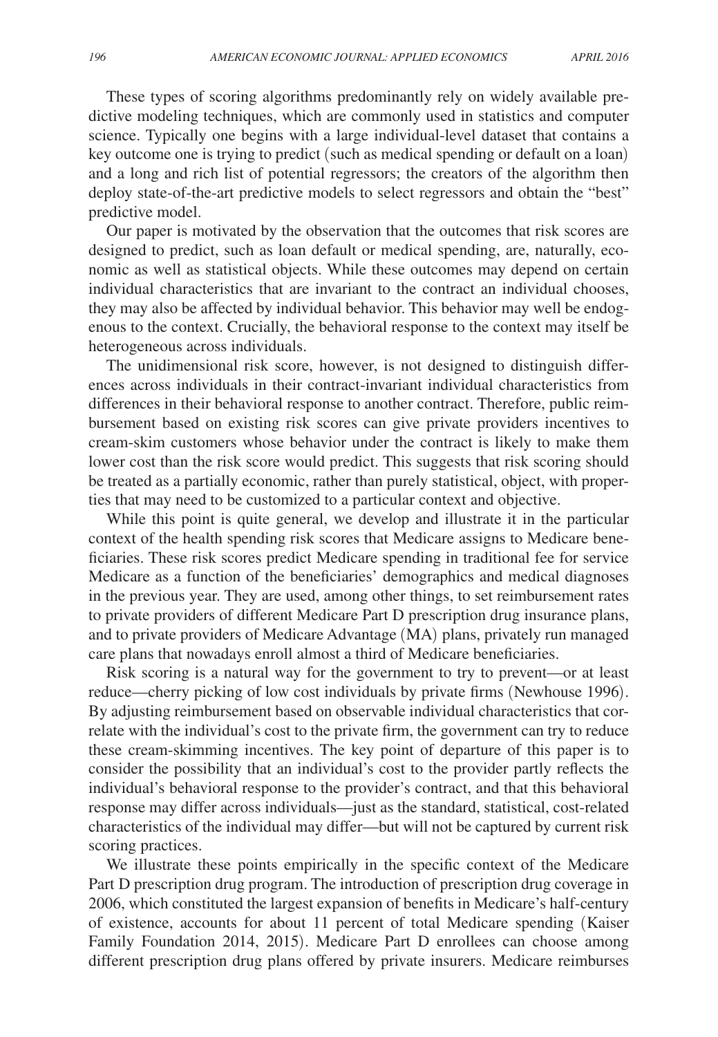These types of scoring algorithms predominantly rely on widely available predictive modeling techniques, which are commonly used in statistics and computer science. Typically one begins with a large individual-level dataset that contains a key outcome one is trying to predict (such as medical spending or default on a loan) and a long and rich list of potential regressors; the creators of the algorithm then deploy state-of-the-art predictive models to select regressors and obtain the "best" predictive model.

Our paper is motivated by the observation that the outcomes that risk scores are designed to predict, such as loan default or medical spending, are, naturally, economic as well as statistical objects. While these outcomes may depend on certain individual characteristics that are invariant to the contract an individual chooses, they may also be affected by individual behavior. This behavior may well be endogenous to the context. Crucially, the behavioral response to the context may itself be heterogeneous across individuals.

The unidimensional risk score, however, is not designed to distinguish differences across individuals in their contract-invariant individual characteristics from differences in their behavioral response to another contract. Therefore, public reimbursement based on existing risk scores can give private providers incentives to cream-skim customers whose behavior under the contract is likely to make them lower cost than the risk score would predict. This suggests that risk scoring should be treated as a partially economic, rather than purely statistical, object, with properties that may need to be customized to a particular context and objective.

While this point is quite general, we develop and illustrate it in the particular context of the health spending risk scores that Medicare assigns to Medicare beneficiaries. These risk scores predict Medicare spending in traditional fee for service Medicare as a function of the beneficiaries' demographics and medical diagnoses in the previous year. They are used, among other things, to set reimbursement rates to private providers of different Medicare Part D prescription drug insurance plans, and to private providers of Medicare Advantage (MA) plans, privately run managed care plans that nowadays enroll almost a third of Medicare beneficiaries.

Risk scoring is a natural way for the government to try to prevent—or at least reduce—cherry picking of low cost individuals by private firms (Newhouse 1996). By adjusting reimbursement based on observable individual characteristics that correlate with the individual's cost to the private firm, the government can try to reduce these cream-skimming incentives. The key point of departure of this paper is to consider the possibility that an individual's cost to the provider partly reflects the individual's behavioral response to the provider's contract, and that this behavioral response may differ across individuals—just as the standard, statistical, cost-related characteristics of the individual may differ—but will not be captured by current risk scoring practices.

We illustrate these points empirically in the specific context of the Medicare Part D prescription drug program. The introduction of prescription drug coverage in 2006, which constituted the largest expansion of benefits in Medicare's half-century of existence, accounts for about 11 percent of total Medicare spending (Kaiser Family Foundation 2014, 2015). Medicare Part D enrollees can choose among different prescription drug plans offered by private insurers. Medicare reimburses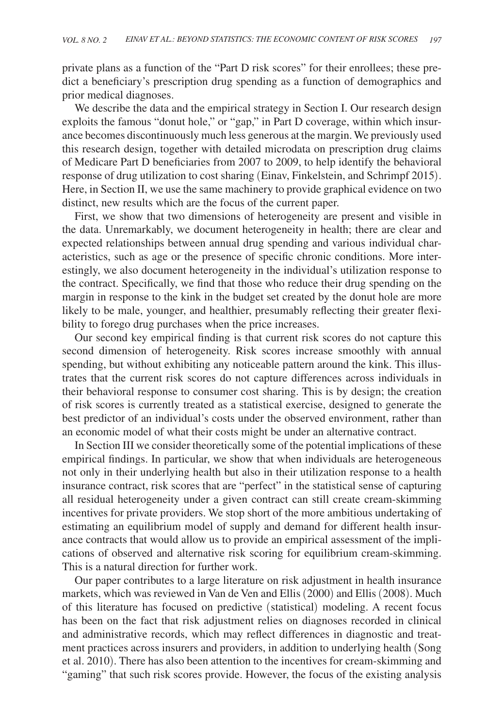private plans as a function of the "Part D risk scores" for their enrollees; these predict a beneficiary's prescription drug spending as a function of demographics and prior medical diagnoses.

We describe the data and the empirical strategy in Section I. Our research design exploits the famous "donut hole," or "gap," in Part D coverage, within which insurance becomes discontinuously much less generous at the margin. We previously used this research design, together with detailed microdata on prescription drug claims of Medicare Part D beneficiaries from 2007 to 2009, to help identify the behavioral response of drug utilization to cost sharing (Einav, Finkelstein, and Schrimpf 2015). Here, in Section II, we use the same machinery to provide graphical evidence on two distinct, new results which are the focus of the current paper.

First, we show that two dimensions of heterogeneity are present and visible in the data. Unremarkably, we document heterogeneity in health; there are clear and expected relationships between annual drug spending and various individual characteristics, such as age or the presence of specific chronic conditions. More interestingly, we also document heterogeneity in the individual's utilization response to the contract. Specifically, we find that those who reduce their drug spending on the margin in response to the kink in the budget set created by the donut hole are more likely to be male, younger, and healthier, presumably reflecting their greater flexibility to forego drug purchases when the price increases.

Our second key empirical finding is that current risk scores do not capture this second dimension of heterogeneity. Risk scores increase smoothly with annual spending, but without exhibiting any noticeable pattern around the kink. This illustrates that the current risk scores do not capture differences across individuals in their behavioral response to consumer cost sharing. This is by design; the creation of risk scores is currently treated as a statistical exercise, designed to generate the best predictor of an individual's costs under the observed environment, rather than an economic model of what their costs might be under an alternative contract.

In Section III we consider theoretically some of the potential implications of these empirical findings. In particular, we show that when individuals are heterogeneous not only in their underlying health but also in their utilization response to a health insurance contract, risk scores that are "perfect" in the statistical sense of capturing all residual heterogeneity under a given contract can still create cream-skimming incentives for private providers. We stop short of the more ambitious undertaking of estimating an equilibrium model of supply and demand for different health insurance contracts that would allow us to provide an empirical assessment of the implications of observed and alternative risk scoring for equilibrium cream-skimming. This is a natural direction for further work.

Our paper contributes to a large literature on risk adjustment in health insurance markets, which was reviewed in Van de Ven and Ellis (2000) and Ellis (2008). Much of this literature has focused on predictive (statistical) modeling. A recent focus has been on the fact that risk adjustment relies on diagnoses recorded in clinical and administrative records, which may reflect differences in diagnostic and treatment practices across insurers and providers, in addition to underlying health (Song et al. 2010). There has also been attention to the incentives for cream-skimming and "gaming" that such risk scores provide. However, the focus of the existing analysis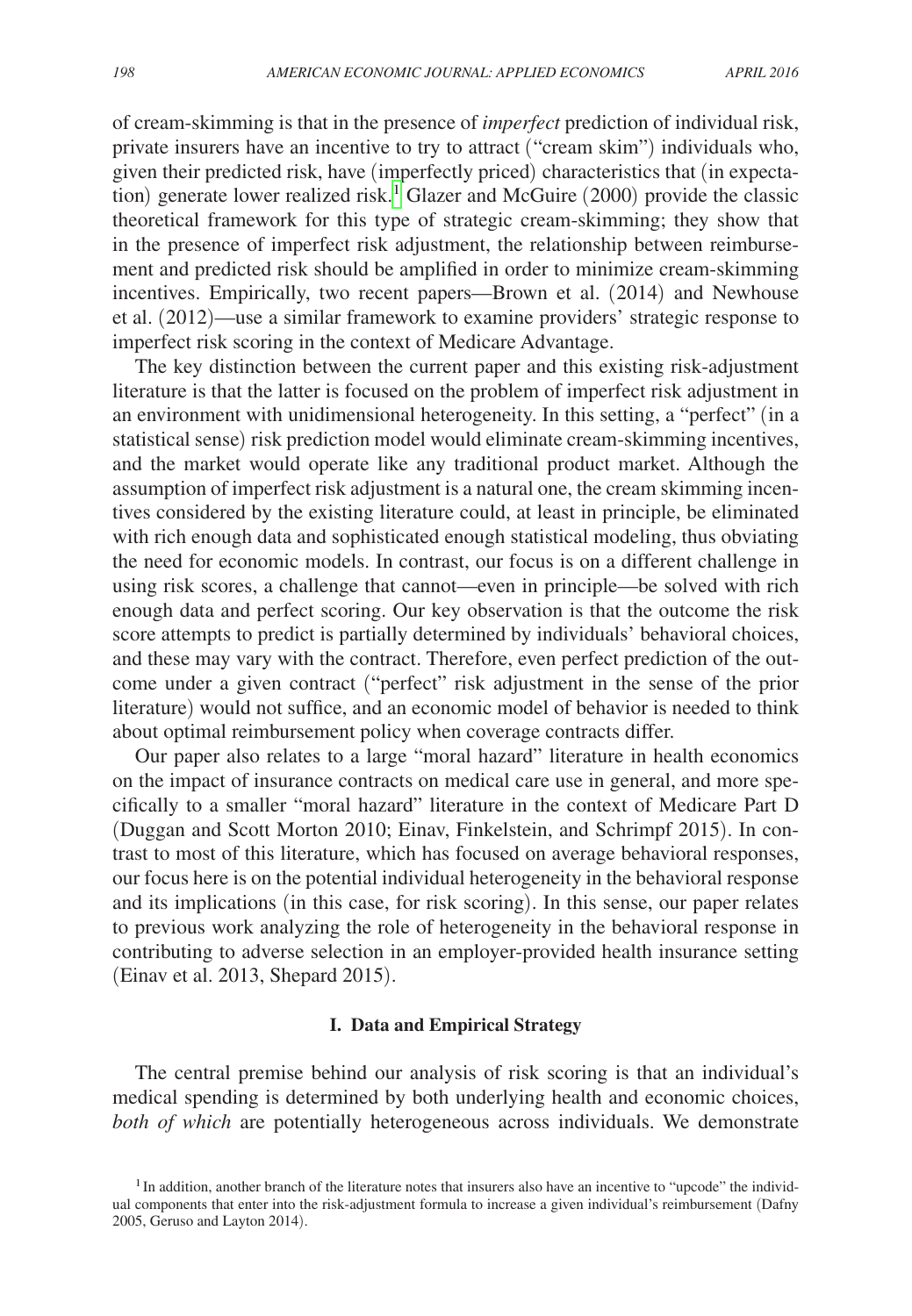of cream-skimming is that in the presence of *imperfect* prediction of individual risk, private insurers have an incentive to try to attract ("cream skim") individuals who, given their predicted risk, have (imperfectly priced) characteristics that (in expectation) generate lower realized risk.[1] Glazer and McGuire (2000) provide the classic theoretical framework for this type of strategic cream-skimming; they show that in the presence of imperfect risk adjustment, the relationship between reimbursement and predicted risk should be amplified in order to minimize cream-skimming incentives. Empirically, two recent papers—Brown et al. (2014) and Newhouse et al. (2012)—use a similar framework to examine providers' strategic response to imperfect risk scoring in the context of Medicare Advantage.

The key distinction between the current paper and this existing risk-adjustment literature is that the latter is focused on the problem of imperfect risk adjustment in an environment with unidimensional heterogeneity. In this setting, a "perfect" (in a statistical sense) risk prediction model would eliminate cream-skimming incentives, and the market would operate like any traditional product market. Although the assumption of imperfect risk adjustment is a natural one, the cream skimming incentives considered by the existing literature could, at least in principle, be eliminated with rich enough data and sophisticated enough statistical modeling, thus obviating the need for economic models. In contrast, our focus is on a different challenge in using risk scores, a challenge that cannot—even in principle—be solved with rich enough data and perfect scoring. Our key observation is that the outcome the risk score attempts to predict is partially determined by individuals' behavioral choices, and these may vary with the contract. Therefore, even perfect prediction of the outcome under a given contract ("perfect" risk adjustment in the sense of the prior literature) would not suffice, and an economic model of behavior is needed to think about optimal reimbursement policy when coverage contracts differ.

Our paper also relates to a large "moral hazard" literature in health economics on the impact of insurance contracts on medical care use in general, and more specifically to a smaller "moral hazard" literature in the context of Medicare Part D (Duggan and Scott Morton 2010; Einav, Finkelstein, and Schrimpf 2015). In contrast to most of this literature, which has focused on average behavioral responses, our focus here is on the potential individual heterogeneity in the behavioral response and its implications (in this case, for risk scoring). In this sense, our paper relates to previous work analyzing the role of heterogeneity in the behavioral response in contributing to adverse selection in an employer-provided health insurance setting (Einav et al. 2013, Shepard 2015).

## I. Data and Empirical Strategy

The central premise behind our analysis of risk scoring is that an individual's medical spending is determined by both underlying health and economic choices, *both of which* are potentially heterogeneous across individuals. We demonstrate

[1] In addition, another branch of the literature notes that insurers also have an incentive to "upcode" the individual components that enter into the risk-adjustment formula to increase a given individual's reimbursement (Dafny 2005, Geruso and Layton 2014).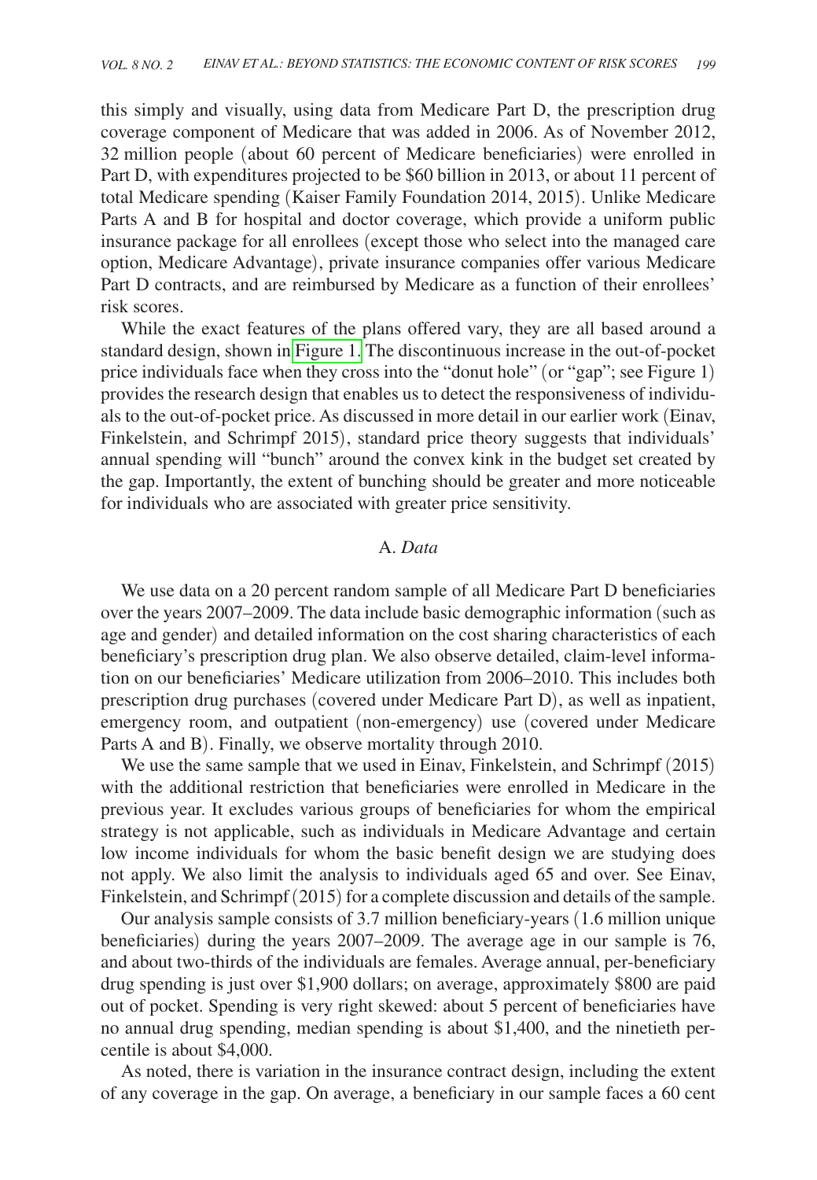this simply and visually, using data from Medicare Part D, the prescription drug coverage component of Medicare that was added in 2006. As of November 2012, 32 million people (about 60 percent of Medicare beneficiaries) were enrolled in Part D, with expenditures projected to be $60 billion in 2013, or about 11 percent of total Medicare spending (Kaiser Family Foundation 2014, 2015). Unlike Medicare Parts A and B for hospital and doctor coverage, which provide a uniform public insurance package for all enrollees (except those who select into the managed care option, Medicare Advantage), private insurance companies offer various Medicare Part D contracts, and are reimbursed by Medicare as a function of their enrollees' risk scores.

While the exact features of the plans offered vary, they are all based around a standard design, shown in Figure 1. The discontinuous increase in the out-of-pocket price individuals face when they cross into the "donut hole" (or "gap"; see Figure 1) provides the research design that enables us to detect the responsiveness of individuals to the out-of-pocket price. As discussed in more detail in our earlier work (Einav, Finkelstein, and Schrimpf 2015), standard price theory suggests that individuals' annual spending will "bunch" around the convex kink in the budget set created by the gap. Importantly, the extent of bunching should be greater and more noticeable for individuals who are associated with greater price sensitivity.

### A. *Data*

We use data on a 20 percent random sample of all Medicare Part D beneficiaries over the years 2007–2009. The data include basic demographic information (such as age and gender) and detailed information on the cost sharing characteristics of each beneficiary's prescription drug plan. We also observe detailed, claim-level information on our beneficiaries' Medicare utilization from 2006–2010. This includes both prescription drug purchases (covered under Medicare Part D), as well as inpatient, emergency room, and outpatient (non-emergency) use (covered under Medicare Parts A and B). Finally, we observe mortality through 2010.

We use the same sample that we used in Einav, Finkelstein, and Schrimpf (2015) with the additional restriction that beneficiaries were enrolled in Medicare in the previous year. It excludes various groups of beneficiaries for whom the empirical strategy is not applicable, such as individuals in Medicare Advantage and certain low income individuals for whom the basic benefit design we are studying does not apply. We also limit the analysis to individuals aged 65 and over. See Einav, Finkelstein, and Schrimpf (2015) for a complete discussion and details of the sample.

Our analysis sample consists of 3.7 million beneficiary-years (1.6 million unique beneficiaries) during the years 2007–2009. The average age in our sample is 76, and about two-thirds of the individuals are females. Average annual, per-beneficiary drug spending is just over $1,900 dollars; on average, approximately $800 are paid out of pocket. Spending is very right skewed: about 5 percent of beneficiaries have no annual drug spending, median spending is about $1,400, and the ninetieth percentile is about $4,000.

As noted, there is variation in the insurance contract design, including the extent of any coverage in the gap. On average, a beneficiary in our sample faces a 60 cent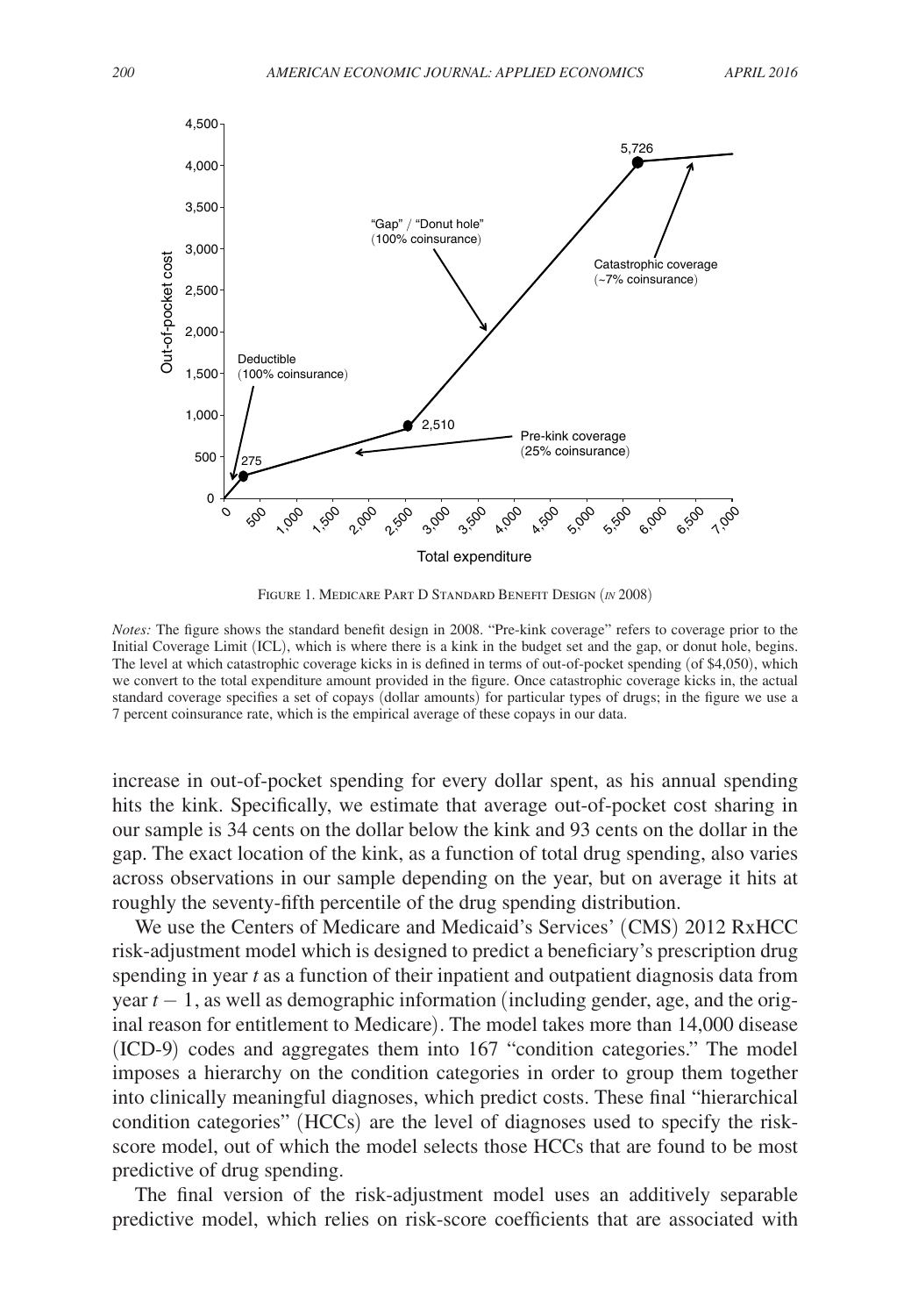Figure 1. Medicare Part D Standard Benefit Design (*in* 2008)

*Notes:* The figure shows the standard benefit design in 2008. "Pre-kink coverage" refers to coverage prior to the Initial Coverage Limit (ICL), which is where there is a kink in the budget set and the gap, or donut hole, begins. The level at which catastrophic coverage kicks in is defined in terms of out-of-pocket spending (of $4,050), which we convert to the total expenditure amount provided in the figure. Once catastrophic coverage kicks in, the actual standard coverage specifies a set of copays (dollar amounts) for particular types of drugs; in the figure we use a 7 percent coinsurance rate, which is the empirical average of these copays in our data.

increase in out-of-pocket spending for every dollar spent, as his annual spending hits the kink. Specifically, we estimate that average out-of-pocket cost sharing in our sample is 34 cents on the dollar below the kink and 93 cents on the dollar in the gap. The exact location of the kink, as a function of total drug spending, also varies across observations in our sample depending on the year, but on average it hits at roughly the seventy-fifth percentile of the drug spending distribution.

We use the Centers of Medicare and Medicaid's Services' (CMS) 2012 RxHCC risk-adjustment model which is designed to predict a beneficiary's prescription drug spending in year $t$ as a function of their inpatient and outpatient diagnosis data from year $t - 1$, as well as demographic information (including gender, age, and the original reason for entitlement to Medicare). The model takes more than 14,000 disease (ICD-9) codes and aggregates them into 167 "condition categories." The model imposes a hierarchy on the condition categories in order to group them together into clinically meaningful diagnoses, which predict costs. These final "hierarchical condition categories" (HCCs) are the level of diagnoses used to specify the risk-score model, out of which the model selects those HCCs that are found to be most predictive of drug spending.

The final version of the risk-adjustment model uses an additively separable predictive model, which relies on risk-score coefficients that are associated with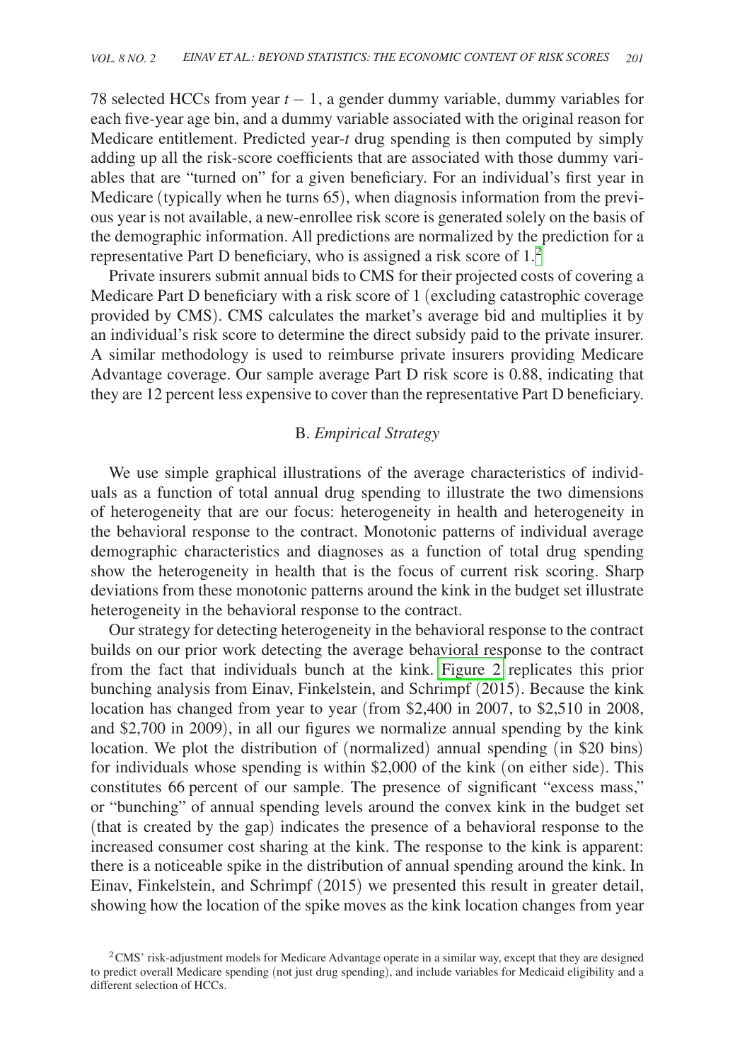78 selected HCCs from year $t - 1$, a gender dummy variable, dummy variables for each five-year age bin, and a dummy variable associated with the original reason for Medicare entitlement. Predicted year-$t$ drug spending is then computed by simply adding up all the risk-score coefficients that are associated with those dummy variables that are "turned on" for a given beneficiary. For an individual's first year in Medicare (typically when he turns 65), when diagnosis information from the previous year is not available, a new-enrollee risk score is generated solely on the basis of the demographic information. All predictions are normalized by the prediction for a representative Part D beneficiary, who is assigned a risk score of 1.[2]

Private insurers submit annual bids to CMS for their projected costs of covering a Medicare Part D beneficiary with a risk score of 1 (excluding catastrophic coverage provided by CMS). CMS calculates the market's average bid and multiplies it by an individual's risk score to determine the direct subsidy paid to the private insurer. A similar methodology is used to reimburse private insurers providing Medicare Advantage coverage. Our sample average Part D risk score is 0.88, indicating that they are 12 percent less expensive to cover than the representative Part D beneficiary.

## B. *Empirical Strategy*

We use simple graphical illustrations of the average characteristics of individuals as a function of total annual drug spending to illustrate the two dimensions of heterogeneity that are our focus: heterogeneity in health and heterogeneity in the behavioral response to the contract. Monotonic patterns of individual average demographic characteristics and diagnoses as a function of total drug spending show the heterogeneity in health that is the focus of current risk scoring. Sharp deviations from these monotonic patterns around the kink in the budget set illustrate heterogeneity in the behavioral response to the contract.

Our strategy for detecting heterogeneity in the behavioral response to the contract builds on our prior work detecting the average behavioral response to the contract from the fact that individuals bunch at the kink. Figure 2 replicates this prior bunching analysis from Einav, Finkelstein, and Schrimpf (2015). Because the kink location has changed from year to year (from \$2,400 in 2007, to \$2,510 in 2008, and \$2,700 in 2009), in all our figures we normalize annual spending by the kink location. We plot the distribution of (normalized) annual spending (in \$20 bins) for individuals whose spending is within \$2,000 of the kink (on either side). This constitutes 66 percent of our sample. The presence of significant "excess mass," or "bunching" of annual spending levels around the convex kink in the budget set (that is created by the gap) indicates the presence of a behavioral response to the increased consumer cost sharing at the kink. The response to the kink is apparent: there is a noticeable spike in the distribution of annual spending around the kink. In Einav, Finkelstein, and Schrimpf (2015) we presented this result in greater detail, showing how the location of the spike moves as the kink location changes from year

[2] CMS' risk-adjustment models for Medicare Advantage operate in a similar way, except that they are designed to predict overall Medicare spending (not just drug spending), and include variables for Medicaid eligibility and a different selection of HCCs.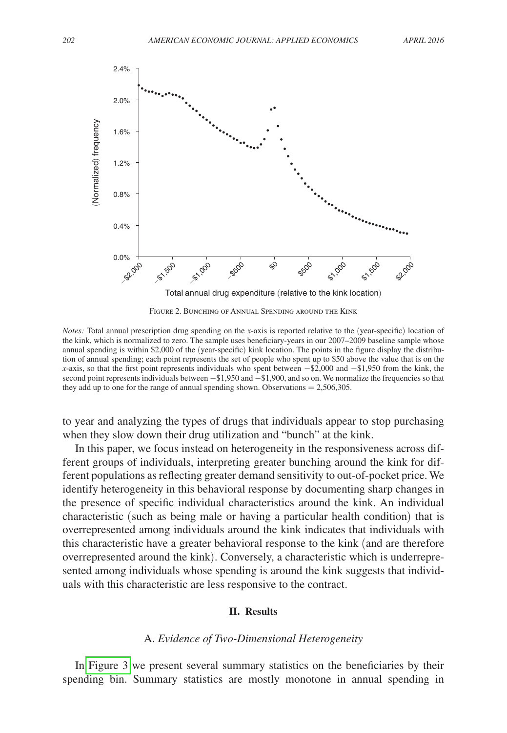FIGURE 2. BUNCHING OF ANNUAL SPENDING AROUND THE KINK

*Notes:* Total annual prescription drug spending on the *x*-axis is reported relative to the (year-specific) location of the kink, which is normalized to zero. The sample uses beneficiary-years in our 2007–2009 baseline sample whose annual spending is within \$2,000 of the (year-specific) kink location. The points in the figure display the distribution of annual spending; each point represents the set of people who spent up to \$50 above the value that is on the *x*-axis, so that the first point represents individuals who spent between −\$2,000 and −\$1,950 from the kink, the second point represents individuals between −\$1,950 and −\$1,900, and so on. We normalize the frequencies so that they add up to one for the range of annual spending shown. Observations = 2,506,305.

to year and analyzing the types of drugs that individuals appear to stop purchasing when they slow down their drug utilization and "bunch" at the kink.

In this paper, we focus instead on heterogeneity in the responsiveness across different groups of individuals, interpreting greater bunching around the kink for different populations as reflecting greater demand sensitivity to out-of-pocket price. We identify heterogeneity in this behavioral response by documenting sharp changes in the presence of specific individual characteristics around the kink. An individual characteristic (such as being male or having a particular health condition) that is overrepresented among individuals around the kink indicates that individuals with this characteristic have a greater behavioral response to the kink (and are therefore overrepresented around the kink). Conversely, a characteristic which is underrepresented among individuals whose spending is around the kink suggests that individuals with this characteristic are less responsive to the contract.

## II. Results

### A. *Evidence of Two-Dimensional Heterogeneity*

In Figure 3 we present several summary statistics on the beneficiaries by their spending bin. Summary statistics are mostly monotone in annual spending in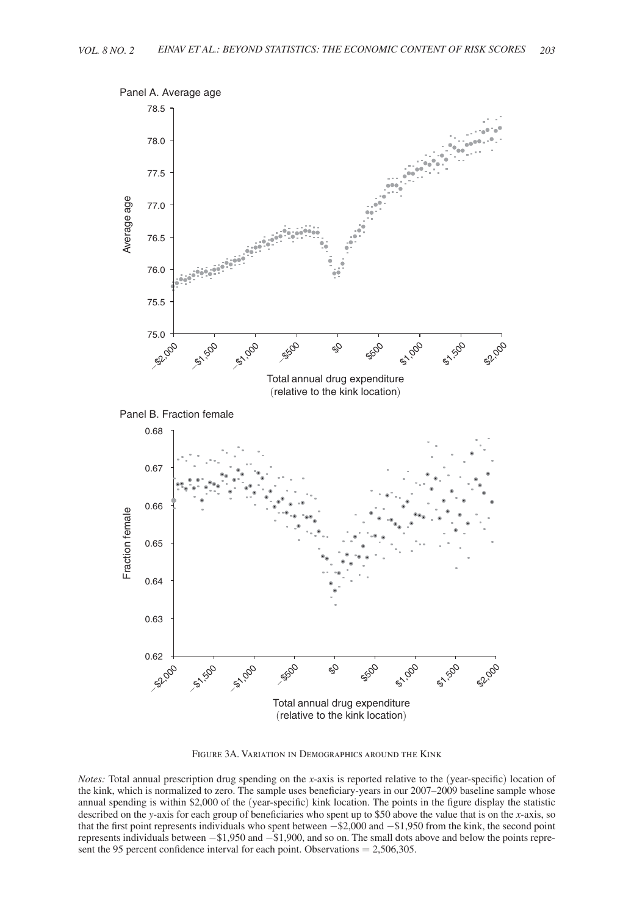Panel A. Average age

Panel B. Fraction female

Figure 3A. Variation in Demographics around the Kink

*Notes:* Total annual prescription drug spending on the *x*-axis is reported relative to the (year-specific) location of the kink, which is normalized to zero. The sample uses beneficiary-years in our 2007–2009 baseline sample whose annual spending is within \$2,000 of the (year-specific) kink location. The points in the figure display the statistic described on the *y*-axis for each group of beneficiaries who spent up to \$50 above the value that is on the *x*-axis, so that the first point represents individuals who spent between −\$2,000 and −\$1,950 from the kink, the second point represents individuals between −\$1,950 and −\$1,900, and so on. The small dots above and below the points represent the 95 percent confidence interval for each point. Observations = 2,506,305.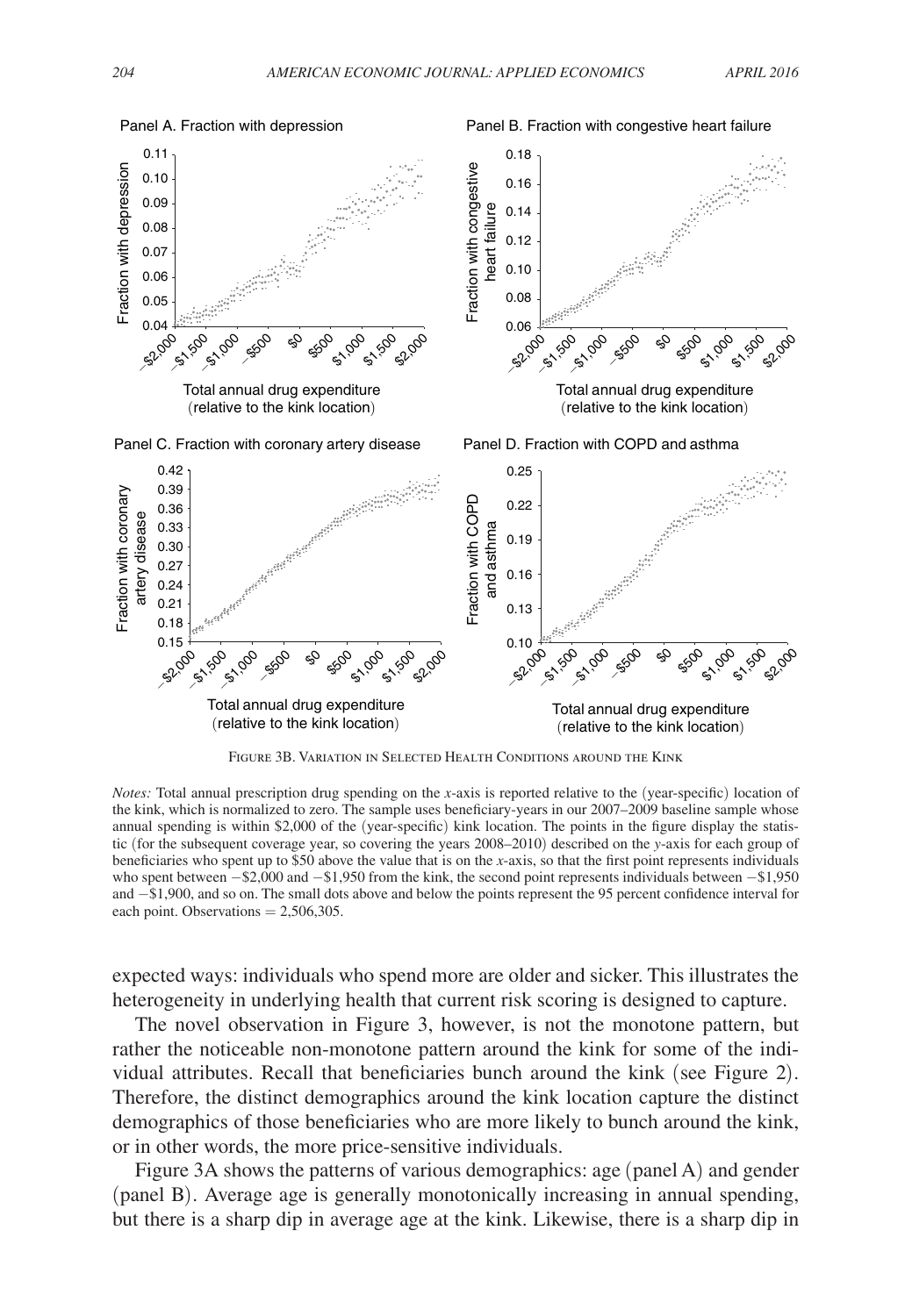Panel A. Fraction with depression

Panel B. Fraction with congestive heart failure

Panel C. Fraction with coronary artery disease

Panel D. Fraction with COPD and asthma

Figure 3B. Variation in Selected Health Conditions around the Kink

*Notes:* Total annual prescription drug spending on the *x*-axis is reported relative to the (year-specific) location of the kink, which is normalized to zero. The sample uses beneficiary-years in our 2007–2009 baseline sample whose annual spending is within \$2,000 of the (year-specific) kink location. The points in the figure display the statistic (for the subsequent coverage year, so covering the years 2008–2010) described on the *y*-axis for each group of beneficiaries who spent up to \$50 above the value that is on the *x*-axis, so that the first point represents individuals who spent between −\$2,000 and −\$1,950 from the kink, the second point represents individuals between −\$1,950 and −\$1,900, and so on. The small dots above and below the points represent the 95 percent confidence interval for each point. Observations = 2,506,305.

expected ways: individuals who spend more are older and sicker. This illustrates the heterogeneity in underlying health that current risk scoring is designed to capture.

The novel observation in Figure 3, however, is not the monotone pattern, but rather the noticeable non-monotone pattern around the kink for some of the individual attributes. Recall that beneficiaries bunch around the kink (see Figure 2). Therefore, the distinct demographics around the kink location capture the distinct demographics of those beneficiaries who are more likely to bunch around the kink, or in other words, the more price-sensitive individuals.

Figure 3A shows the patterns of various demographics: age (panel A) and gender (panel B). Average age is generally monotonically increasing in annual spending, but there is a sharp dip in average age at the kink. Likewise, there is a sharp dip in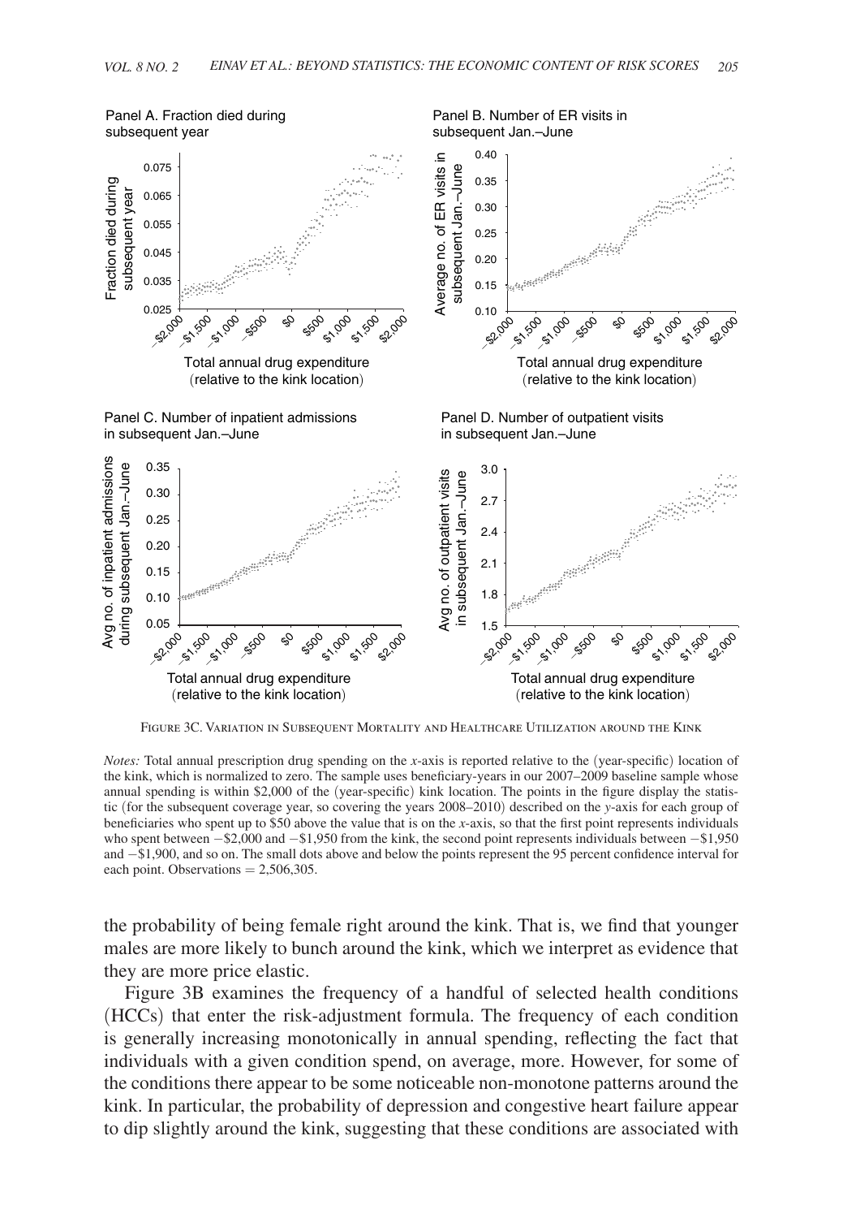Panel A. Fraction died during subsequent year

Panel B. Number of ER visits in subsequent Jan.–June

Panel C. Number of inpatient admissions in subsequent Jan.–June

Panel D. Number of outpatient visits in subsequent Jan.–June

Figure 3C. Variation in Subsequent Mortality and Healthcare Utilization around the Kink

*Notes:* Total annual prescription drug spending on the *x*-axis is reported relative to the (year-specific) location of the kink, which is normalized to zero. The sample uses beneficiary-years in our 2007–2009 baseline sample whose annual spending is within \$2,000 of the (year-specific) kink location. The points in the figure display the statistic (for the subsequent coverage year, so covering the years 2008–2010) described on the *y*-axis for each group of beneficiaries who spent up to \$50 above the value that is on the *x*-axis, so that the first point represents individuals who spent between −\$2,000 and −\$1,950 from the kink, the second point represents individuals between −\$1,950 and −\$1,900, and so on. The small dots above and below the points represent the 95 percent confidence interval for each point. Observations = 2,506,305.

the probability of being female right around the kink. That is, we find that younger males are more likely to bunch around the kink, which we interpret as evidence that they are more price elastic.

Figure 3B examines the frequency of a handful of selected health conditions (HCCs) that enter the risk-adjustment formula. The frequency of each condition is generally increasing monotonically in annual spending, reflecting the fact that individuals with a given condition spend, on average, more. However, for some of the conditions there appear to be some noticeable non-monotone patterns around the kink. In particular, the probability of depression and congestive heart failure appear to dip slightly around the kink, suggesting that these conditions are associated with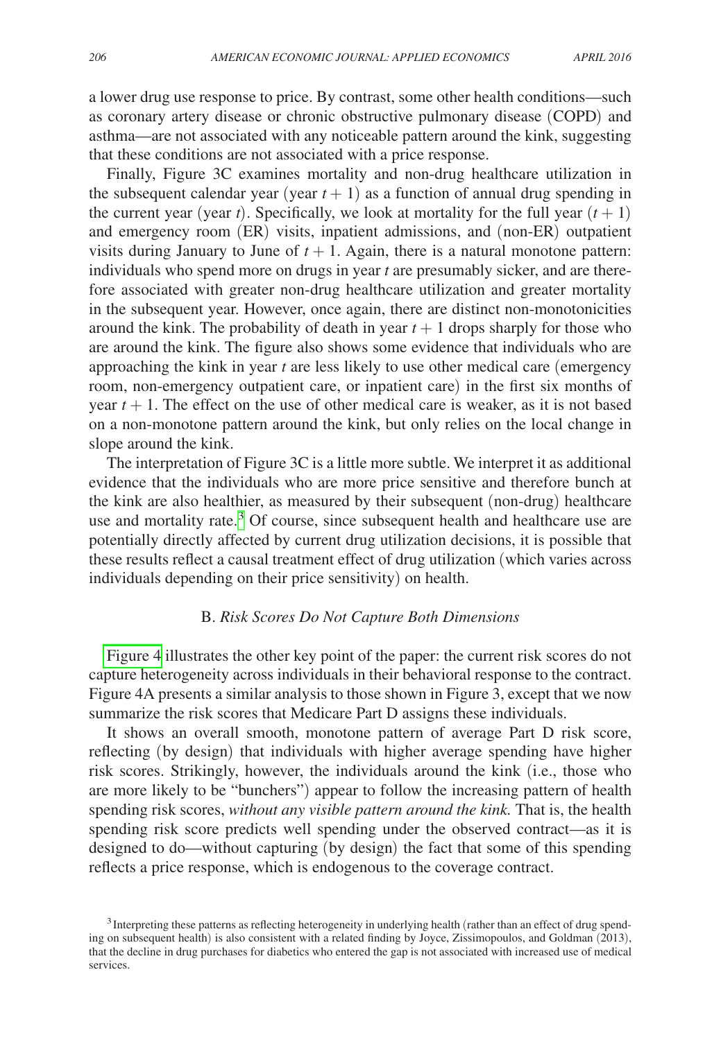a lower drug use response to price. By contrast, some other health conditions—such as coronary artery disease or chronic obstructive pulmonary disease (COPD) and asthma—are not associated with any noticeable pattern around the kink, suggesting that these conditions are not associated with a price response.

Finally, Figure 3C examines mortality and non-drug healthcare utilization in the subsequent calendar year (year $t + 1$) as a function of annual drug spending in the current year (year $t$). Specifically, we look at mortality for the full year $(t + 1)$ and emergency room (ER) visits, inpatient admissions, and (non-ER) outpatient visits during January to June of $t + 1$. Again, there is a natural monotone pattern: individuals who spend more on drugs in year $t$ are presumably sicker, and are therefore associated with greater non-drug healthcare utilization and greater mortality in the subsequent year. However, once again, there are distinct non-monotonicities around the kink. The probability of death in year $t + 1$ drops sharply for those who are around the kink. The figure also shows some evidence that individuals who are approaching the kink in year $t$ are less likely to use other medical care (emergency room, non-emergency outpatient care, or inpatient care) in the first six months of year $t + 1$. The effect on the use of other medical care is weaker, as it is not based on a non-monotone pattern around the kink, but only relies on the local change in slope around the kink.

The interpretation of Figure 3C is a little more subtle. We interpret it as additional evidence that the individuals who are more price sensitive and therefore bunch at the kink are also healthier, as measured by their subsequent (non-drug) healthcare use and mortality rate.[3] Of course, since subsequent health and healthcare use are potentially directly affected by current drug utilization decisions, it is possible that these results reflect a causal treatment effect of drug utilization (which varies across individuals depending on their price sensitivity) on health.

## B. *Risk Scores Do Not Capture Both Dimensions*

Figure 4 illustrates the other key point of the paper: the current risk scores do not capture heterogeneity across individuals in their behavioral response to the contract. Figure 4A presents a similar analysis to those shown in Figure 3, except that we now summarize the risk scores that Medicare Part D assigns these individuals.

It shows an overall smooth, monotone pattern of average Part D risk score, reflecting (by design) that individuals with higher average spending have higher risk scores. Strikingly, however, the individuals around the kink (i.e., those who are more likely to be "bunchers") appear to follow the increasing pattern of health spending risk scores, *without any visible pattern around the kink.* That is, the health spending risk score predicts well spending under the observed contract—as it is designed to do—without capturing (by design) the fact that some of this spending reflects a price response, which is endogenous to the coverage contract.

[3] Interpreting these patterns as reflecting heterogeneity in underlying health (rather than an effect of drug spending on subsequent health) is also consistent with a related finding by Joyce, Zissimopoulos, and Goldman (2013), that the decline in drug purchases for diabetics who entered the gap is not associated with increased use of medical services.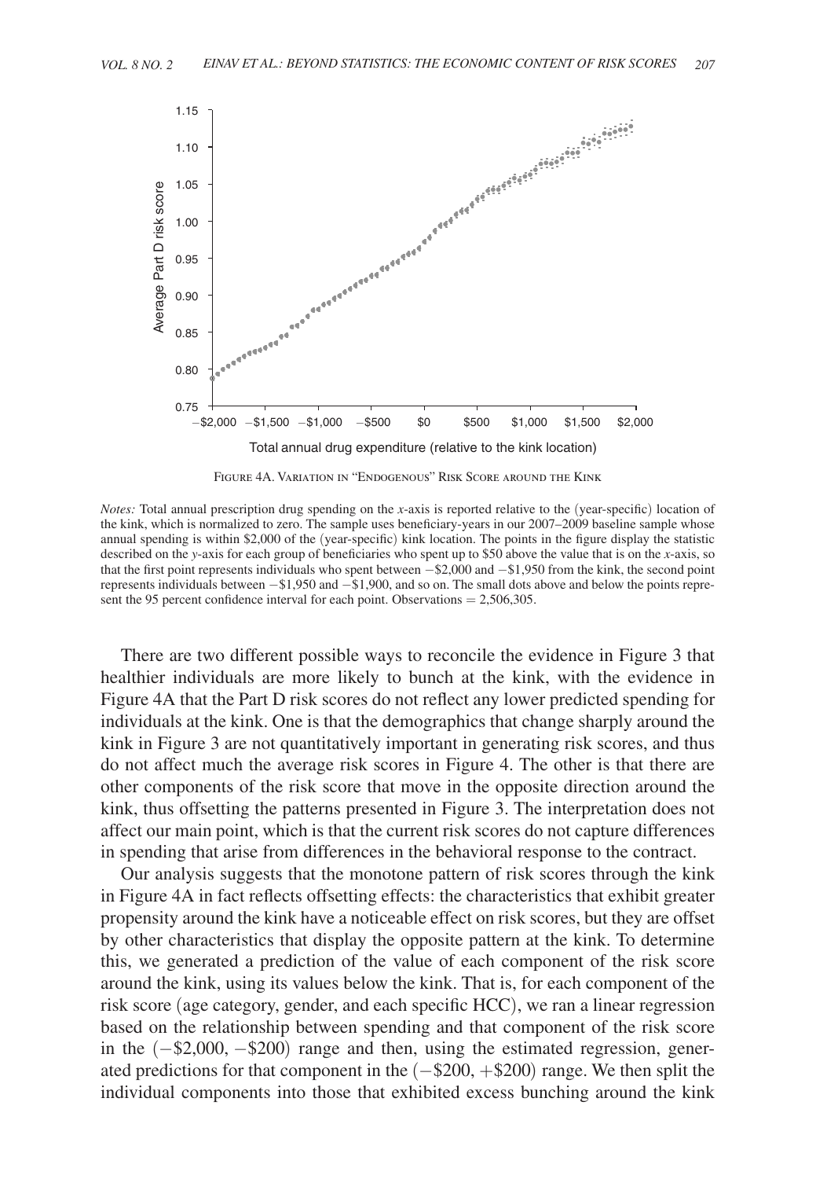Figure 4A. Variation in "Endogenous" Risk Score around the Kink

*Notes:* Total annual prescription drug spending on the *x*-axis is reported relative to the (year-specific) location of the kink, which is normalized to zero. The sample uses beneficiary-years in our 2007–2009 baseline sample whose annual spending is within \$2,000 of the (year-specific) kink location. The points in the figure display the statistic described on the *y*-axis for each group of beneficiaries who spent up to \$50 above the value that is on the *x*-axis, so that the first point represents individuals who spent between −\$2,000 and −\$1,950 from the kink, the second point represents individuals between −\$1,950 and −\$1,900, and so on. The small dots above and below the points represent the 95 percent confidence interval for each point. Observations = 2,506,305.

There are two different possible ways to reconcile the evidence in Figure 3 that healthier individuals are more likely to bunch at the kink, with the evidence in Figure 4A that the Part D risk scores do not reflect any lower predicted spending for individuals at the kink. One is that the demographics that change sharply around the kink in Figure 3 are not quantitatively important in generating risk scores, and thus do not affect much the average risk scores in Figure 4. The other is that there are other components of the risk score that move in the opposite direction around the kink, thus offsetting the patterns presented in Figure 3. The interpretation does not affect our main point, which is that the current risk scores do not capture differences in spending that arise from differences in the behavioral response to the contract.

Our analysis suggests that the monotone pattern of risk scores through the kink in Figure 4A in fact reflects offsetting effects: the characteristics that exhibit greater propensity around the kink have a noticeable effect on risk scores, but they are offset by other characteristics that display the opposite pattern at the kink. To determine this, we generated a prediction of the value of each component of the risk score around the kink, using its values below the kink. That is, for each component of the risk score (age category, gender, and each specific HCC), we ran a linear regression based on the relationship between spending and that component of the risk score in the (−\$2,000, −\$200) range and then, using the estimated regression, generated predictions for that component in the (−\$200, +\$200) range. We then split the individual components into those that exhibited excess bunching around the kink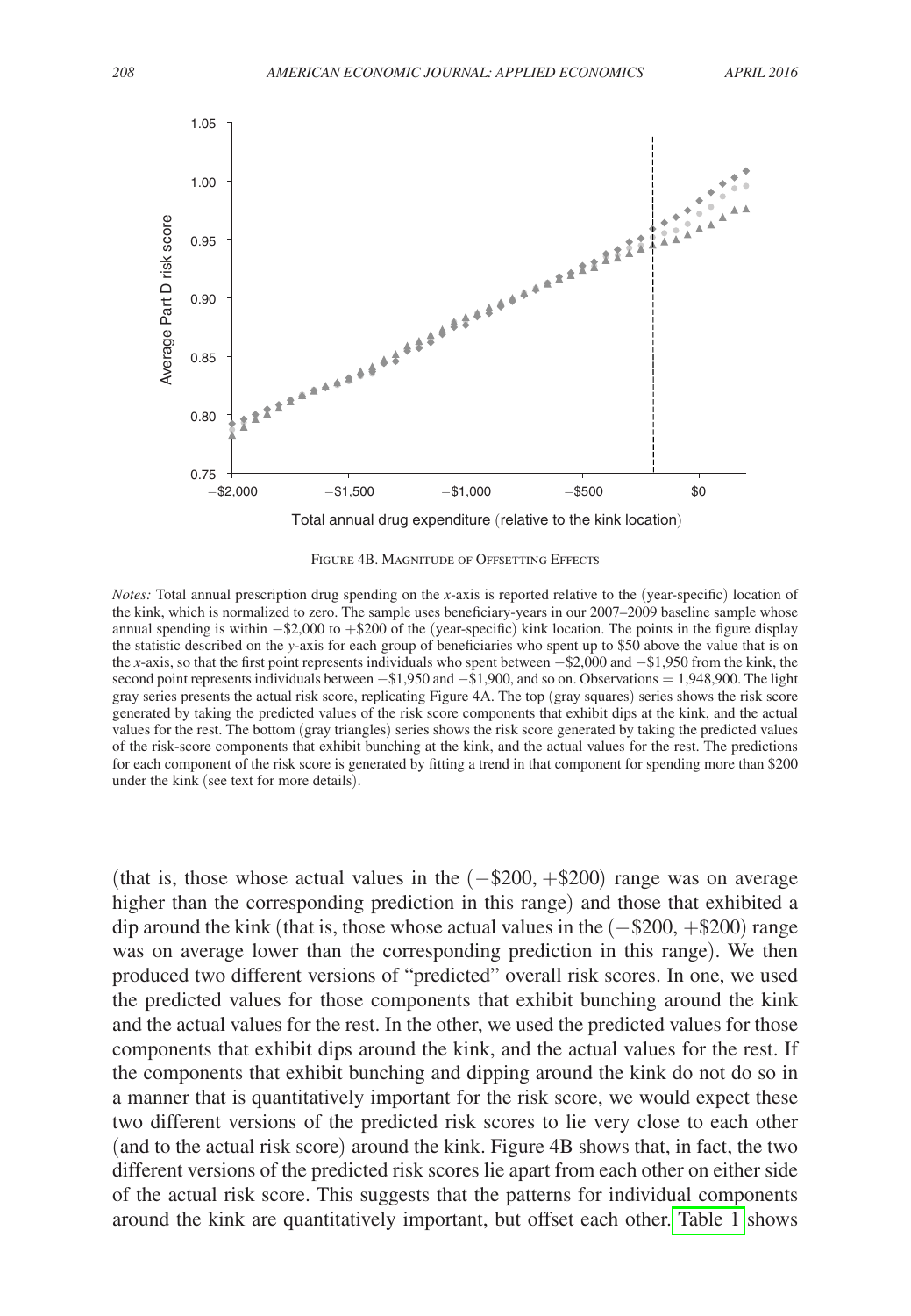FIGURE 4B. MAGNITUDE OF OFFSETTING EFFECTS

*Notes:* Total annual prescription drug spending on the *x*-axis is reported relative to the (year-specific) location of the kink, which is normalized to zero. The sample uses beneficiary-years in our 2007–2009 baseline sample whose annual spending is within −\$2,000 to +\$200 of the (year-specific) kink location. The points in the figure display the statistic described on the *y*-axis for each group of beneficiaries who spent up to \$50 above the value that is on the *x*-axis, so that the first point represents individuals who spent between −\$2,000 and −\$1,950 from the kink, the second point represents individuals between −\$1,950 and −\$1,900, and so on. Observations = 1,948,900. The light gray series presents the actual risk score, replicating Figure 4A. The top (gray squares) series shows the risk score generated by taking the predicted values of the risk score components that exhibit dips at the kink, and the actual values for the rest. The bottom (gray triangles) series shows the risk score generated by taking the predicted values of the risk-score components that exhibit bunching at the kink, and the actual values for the rest. The predictions for each component of the risk score is generated by fitting a trend in that component for spending more than \$200 under the kink (see text for more details).

(that is, those whose actual values in the (−\$200, +\$200) range was on average higher than the corresponding prediction in this range) and those that exhibited a dip around the kink (that is, those whose actual values in the (−\$200, +\$200) range was on average lower than the corresponding prediction in this range). We then produced two different versions of "predicted" overall risk scores. In one, we used the predicted values for those components that exhibit bunching around the kink and the actual values for the rest. In the other, we used the predicted values for those components that exhibit dips around the kink, and the actual values for the rest. If the components that exhibit bunching and dipping around the kink do not do so in a manner that is quantitatively important for the risk score, we would expect these two different versions of the predicted risk scores to lie very close to each other (and to the actual risk score) around the kink. Figure 4B shows that, in fact, the two different versions of the predicted risk scores lie apart from each other on either side of the actual risk score. This suggests that the patterns for individual components around the kink are quantitatively important, but offset each other. Table 1 shows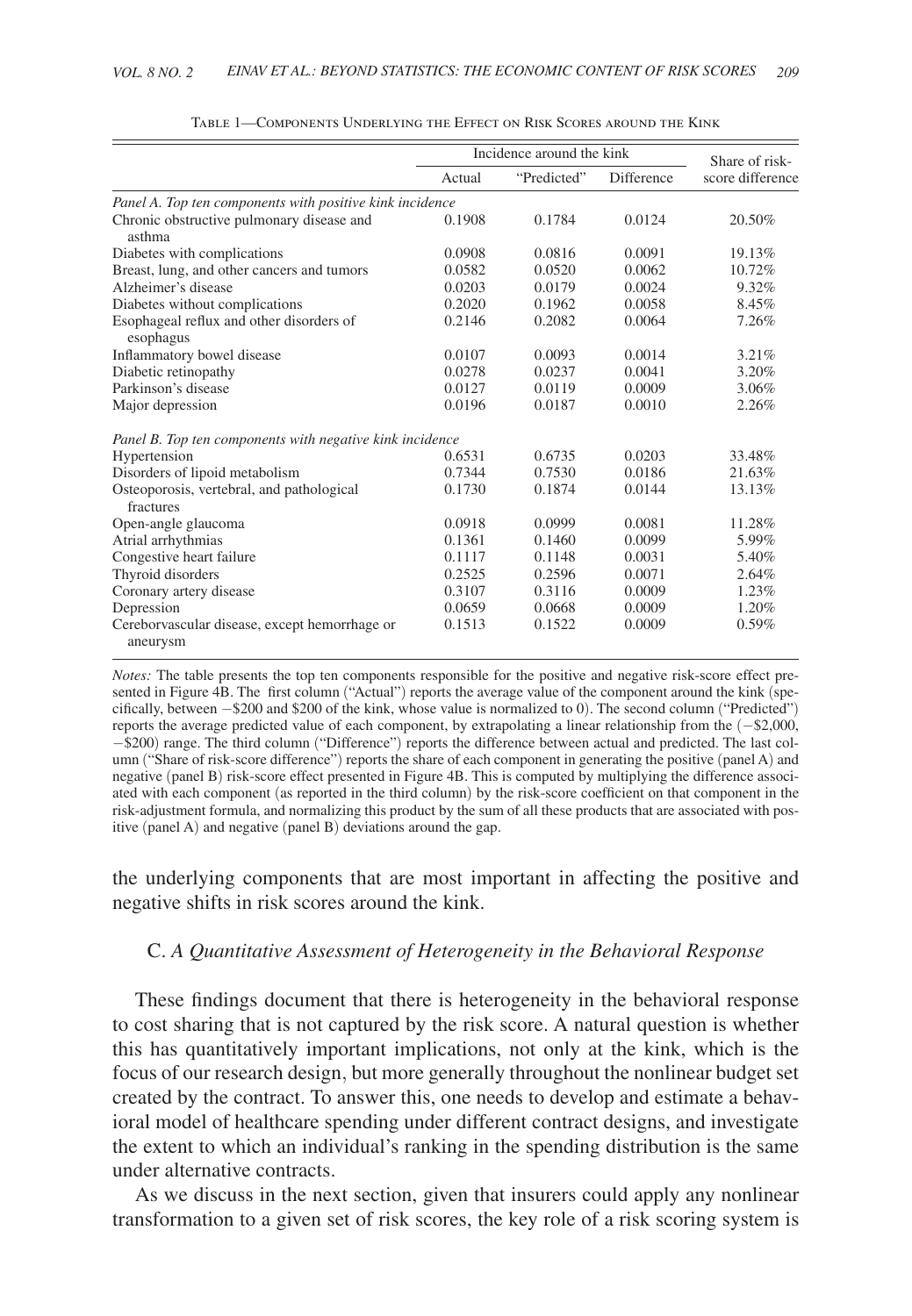Table 1—Components Underlying the Effect on Risk Scores around the Kink

| | Incidence around the kink | | | Share of risk-score difference |
|---|---|---|---|---|
| | Actual | "Predicted" | Difference | |
| *Panel A. Top ten components with positive kink incidence* | | | | |
| Chronic obstructive pulmonary disease and asthma | 0.1908 | 0.1784 | 0.0124 | 20.50% |
| Diabetes with complications | 0.0908 | 0.0816 | 0.0091 | 19.13% |
| Breast, lung, and other cancers and tumors | 0.0582 | 0.0520 | 0.0062 | 10.72% |
| Alzheimer's disease | 0.0203 | 0.0179 | 0.0024 | 9.32% |
| Diabetes without complications | 0.2020 | 0.1962 | 0.0058 | 8.45% |
| Esophageal reflux and other disorders of esophagus | 0.2146 | 0.2082 | 0.0064 | 7.26% |
| Inflammatory bowel disease | 0.0107 | 0.0093 | 0.0014 | 3.21% |
| Diabetic retinopathy | 0.0278 | 0.0237 | 0.0041 | 3.20% |
| Parkinson's disease | 0.0127 | 0.0119 | 0.0009 | 3.06% |
| Major depression | 0.0196 | 0.0187 | 0.0010 | 2.26% |
| *Panel B. Top ten components with negative kink incidence* | | | | |
| Hypertension | 0.6531 | 0.6735 | 0.0203 | 33.48% |
| Disorders of lipoid metabolism | 0.7344 | 0.7530 | 0.0186 | 21.63% |
| Osteoporosis, vertebral, and pathological fractures | 0.1730 | 0.1874 | 0.0144 | 13.13% |
| Open-angle glaucoma | 0.0918 | 0.0999 | 0.0081 | 11.28% |
| Atrial arrhythmias | 0.1361 | 0.1460 | 0.0099 | 5.99% |
| Congestive heart failure | 0.1117 | 0.1148 | 0.0031 | 5.40% |
| Thyroid disorders | 0.2525 | 0.2596 | 0.0071 | 2.64% |
| Coronary artery disease | 0.3107 | 0.3116 | 0.0009 | 1.23% |
| Depression | 0.0659 | 0.0668 | 0.0009 | 1.20% |
| Cerebrovascular disease, except hemorrhage or aneurysm | 0.1513 | 0.1522 | 0.0009 | 0.59% |

*Notes:* The table presents the top ten components responsible for the positive and negative risk-score effect presented in Figure 4B. The first column ("Actual") reports the average value of the component around the kink (specifically, between −\$200 and \$200 of the kink, whose value is normalized to 0). The second column ("Predicted") reports the average predicted value of each component, by extrapolating a linear relationship from the (−\$2,000, −\$200) range. The third column ("Difference") reports the difference between actual and predicted. The last column ("Share of risk-score difference") reports the share of each component in generating the positive (panel A) and negative (panel B) risk-score effect presented in Figure 4B. This is computed by multiplying the difference associated with each component (as reported in the third column) by the risk-score coefficient on that component in the risk-adjustment formula, and normalizing this product by the sum of all these products that are associated with positive (panel A) and negative (panel B) deviations around the gap.

the underlying components that are most important in affecting the positive and negative shifts in risk scores around the kink.

### C. *A Quantitative Assessment of Heterogeneity in the Behavioral Response*

These findings document that there is heterogeneity in the behavioral response to cost sharing that is not captured by the risk score. A natural question is whether this has quantitatively important implications, not only at the kink, which is the focus of our research design, but more generally throughout the nonlinear budget set created by the contract. To answer this, one needs to develop and estimate a behavioral model of healthcare spending under different contract designs, and investigate the extent to which an individual's ranking in the spending distribution is the same under alternative contracts.

As we discuss in the next section, given that insurers could apply any nonlinear transformation to a given set of risk scores, the key role of a risk scoring system is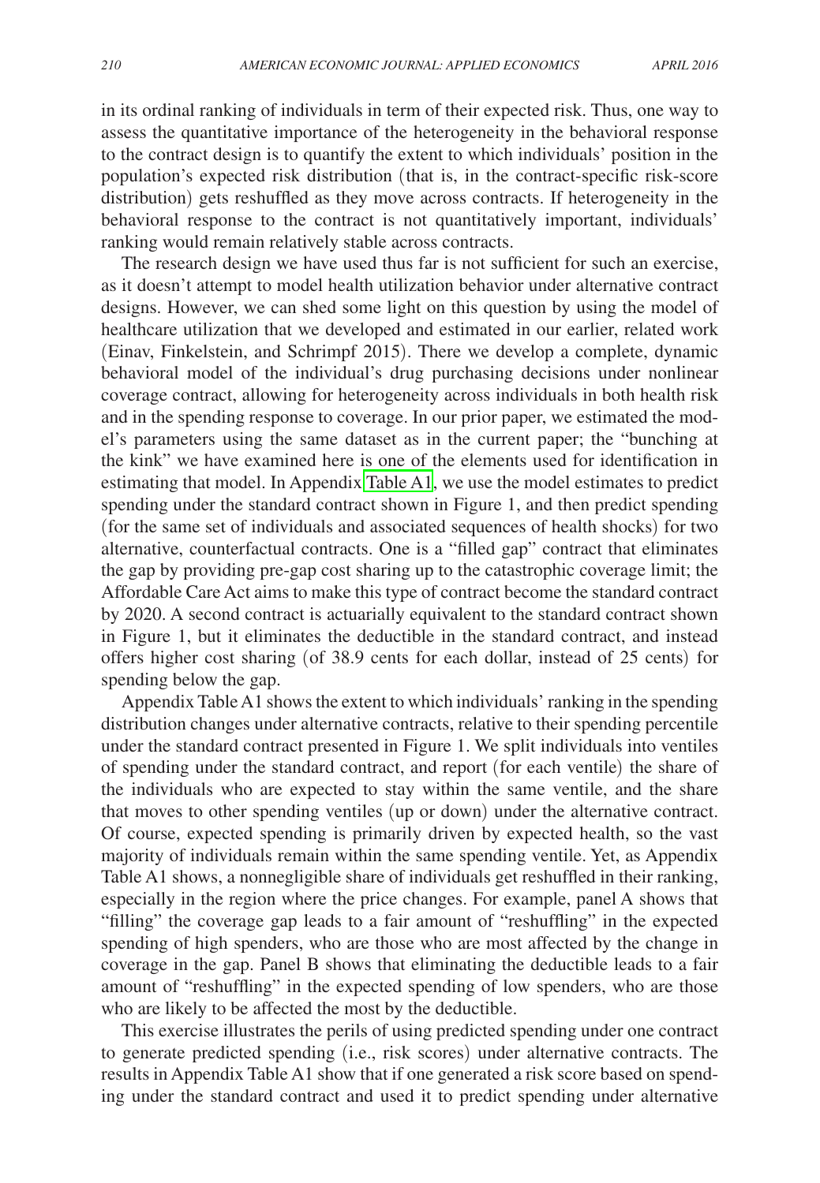in its ordinal ranking of individuals in term of their expected risk. Thus, one way to assess the quantitative importance of the heterogeneity in the behavioral response to the contract design is to quantify the extent to which individuals' position in the population's expected risk distribution (that is, in the contract-specific risk-score distribution) gets reshuffled as they move across contracts. If heterogeneity in the behavioral response to the contract is not quantitatively important, individuals' ranking would remain relatively stable across contracts.

The research design we have used thus far is not sufficient for such an exercise, as it doesn't attempt to model health utilization behavior under alternative contract designs. However, we can shed some light on this question by using the model of healthcare utilization that we developed and estimated in our earlier, related work (Einav, Finkelstein, and Schrimpf 2015). There we develop a complete, dynamic behavioral model of the individual's drug purchasing decisions under nonlinear coverage contract, allowing for heterogeneity across individuals in both health risk and in the spending response to coverage. In our prior paper, we estimated the model's parameters using the same dataset as in the current paper; the "bunching at the kink" we have examined here is one of the elements used for identification in estimating that model. In Appendix Table A1, we use the model estimates to predict spending under the standard contract shown in Figure 1, and then predict spending (for the same set of individuals and associated sequences of health shocks) for two alternative, counterfactual contracts. One is a "filled gap" contract that eliminates the gap by providing pre-gap cost sharing up to the catastrophic coverage limit; the Affordable Care Act aims to make this type of contract become the standard contract by 2020. A second contract is actuarially equivalent to the standard contract shown in Figure 1, but it eliminates the deductible in the standard contract, and instead offers higher cost sharing (of 38.9 cents for each dollar, instead of 25 cents) for spending below the gap.

Appendix Table A1 shows the extent to which individuals' ranking in the spending distribution changes under alternative contracts, relative to their spending percentile under the standard contract presented in Figure 1. We split individuals into ventiles of spending under the standard contract, and report (for each ventile) the share of the individuals who are expected to stay within the same ventile, and the share that moves to other spending ventiles (up or down) under the alternative contract. Of course, expected spending is primarily driven by expected health, so the vast majority of individuals remain within the same spending ventile. Yet, as Appendix Table A1 shows, a nonnegligible share of individuals get reshuffled in their ranking, especially in the region where the price changes. For example, panel A shows that "filling" the coverage gap leads to a fair amount of "reshuffling" in the expected spending of high spenders, who are those who are most affected by the change in coverage in the gap. Panel B shows that eliminating the deductible leads to a fair amount of "reshuffling" in the expected spending of low spenders, who are those who are likely to be affected the most by the deductible.

This exercise illustrates the perils of using predicted spending under one contract to generate predicted spending (i.e., risk scores) under alternative contracts. The results in Appendix Table A1 show that if one generated a risk score based on spending under the standard contract and used it to predict spending under alternative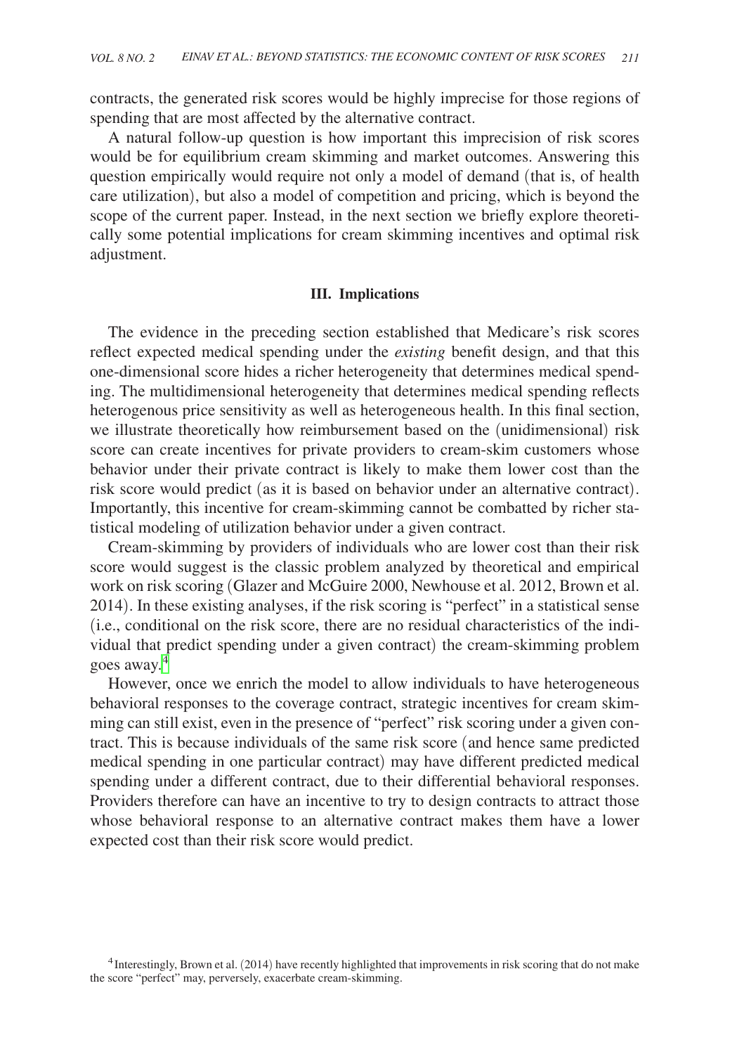contracts, the generated risk scores would be highly imprecise for those regions of spending that are most affected by the alternative contract.

A natural follow-up question is how important this imprecision of risk scores would be for equilibrium cream skimming and market outcomes. Answering this question empirically would require not only a model of demand (that is, of health care utilization), but also a model of competition and pricing, which is beyond the scope of the current paper. Instead, in the next section we briefly explore theoretically some potential implications for cream skimming incentives and optimal risk adjustment.

## III. Implications

The evidence in the preceding section established that Medicare's risk scores reflect expected medical spending under the *existing* benefit design, and that this one-dimensional score hides a richer heterogeneity that determines medical spending. The multidimensional heterogeneity that determines medical spending reflects heterogenous price sensitivity as well as heterogeneous health. In this final section, we illustrate theoretically how reimbursement based on the (unidimensional) risk score can create incentives for private providers to cream-skim customers whose behavior under their private contract is likely to make them lower cost than the risk score would predict (as it is based on behavior under an alternative contract). Importantly, this incentive for cream-skimming cannot be combatted by richer statistical modeling of utilization behavior under a given contract.

Cream-skimming by providers of individuals who are lower cost than their risk score would suggest is the classic problem analyzed by theoretical and empirical work on risk scoring (Glazer and McGuire 2000, Newhouse et al. 2012, Brown et al. 2014). In these existing analyses, if the risk scoring is "perfect" in a statistical sense (i.e., conditional on the risk score, there are no residual characteristics of the individual that predict spending under a given contract) the cream-skimming problem goes away.[4]

However, once we enrich the model to allow individuals to have heterogeneous behavioral responses to the coverage contract, strategic incentives for cream skimming can still exist, even in the presence of "perfect" risk scoring under a given contract. This is because individuals of the same risk score (and hence same predicted medical spending in one particular contract) may have different predicted medical spending under a different contract, due to their differential behavioral responses. Providers therefore can have an incentive to try to design contracts to attract those whose behavioral response to an alternative contract makes them have a lower expected cost than their risk score would predict.

[4] Interestingly, Brown et al. (2014) have recently highlighted that improvements in risk scoring that do not make the score "perfect" may, perversely, exacerbate cream-skimming.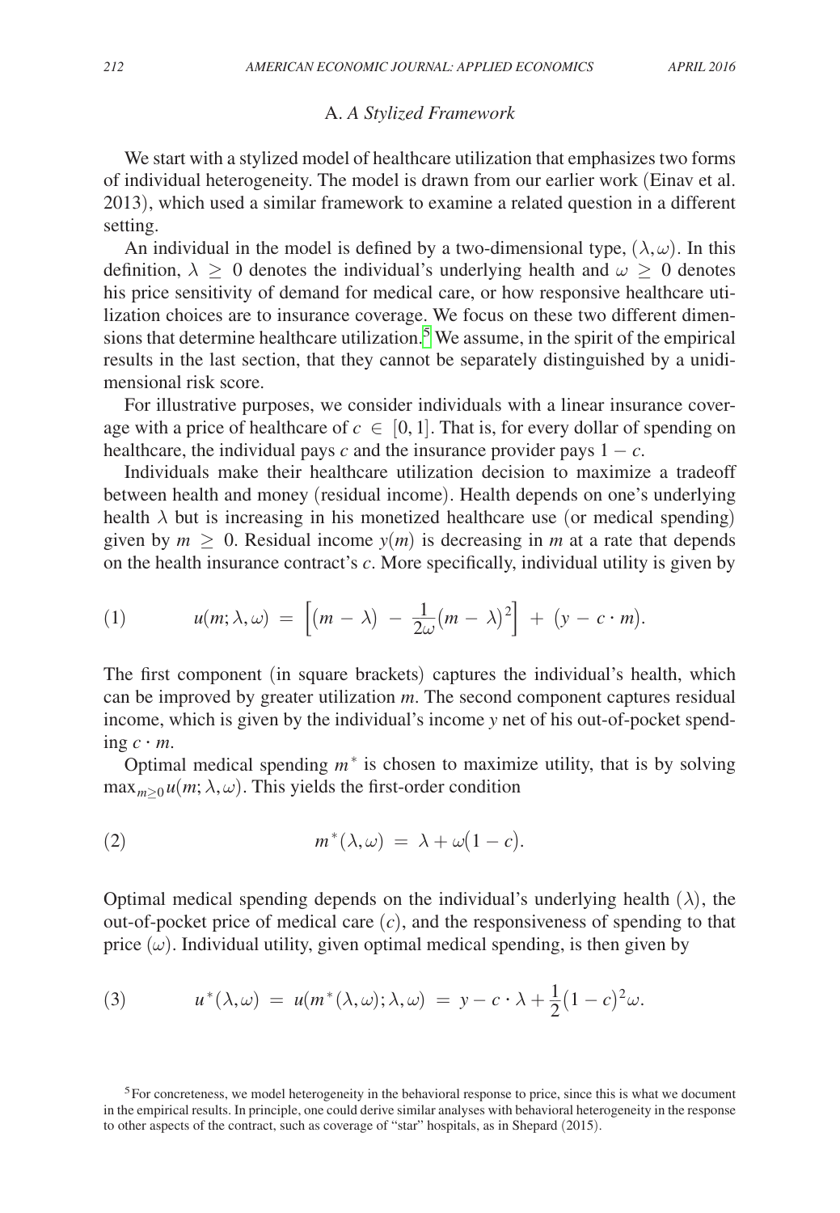### A. *A Stylized Framework*

We start with a stylized model of healthcare utilization that emphasizes two forms of individual heterogeneity. The model is drawn from our earlier work (Einav et al. 2013), which used a similar framework to examine a related question in a different setting.

An individual in the model is defined by a two-dimensional type, $(\lambda, \omega)$. In this definition, $\lambda \geq 0$ denotes the individual's underlying health and $\omega \geq 0$ denotes his price sensitivity of demand for medical care, or how responsive healthcare utilization choices are to insurance coverage. We focus on these two different dimensions that determine healthcare utilization.[5] We assume, in the spirit of the empirical results in the last section, that they cannot be separately distinguished by a unidimensional risk score.

For illustrative purposes, we consider individuals with a linear insurance coverage with a price of healthcare of $c \in [0, 1]$. That is, for every dollar of spending on healthcare, the individual pays $c$ and the insurance provider pays $1 - c$.

Individuals make their healthcare utilization decision to maximize a tradeoff between health and money (residual income). Health depends on one's underlying health $\lambda$ but is increasing in his monetized healthcare use (or medical spending) given by $m \geq 0$. Residual income $y(m)$ is decreasing in $m$ at a rate that depends on the health insurance contract's $c$. More specifically, individual utility is given by

$$(1) \qquad u(m; \lambda, \omega) = \left[(m - \lambda) - \frac{1}{2\omega}(m - \lambda)^2\right] + (y - c \cdot m).$$

The first component (in square brackets) captures the individual's health, which can be improved by greater utilization $m$. The second component captures residual income, which is given by the individual's income $y$ net of his out-of-pocket spending $c \cdot m$.

Optimal medical spending $m^*$ is chosen to maximize utility, that is by solving $\max_{m \geq 0} u(m; \lambda, \omega)$. This yields the first-order condition

$$(2) \qquad m^*(\lambda, \omega) = \lambda + \omega(1 - c).$$

Optimal medical spending depends on the individual's underlying health $(\lambda)$, the out-of-pocket price of medical care $(c)$, and the responsiveness of spending to that price $(\omega)$. Individual utility, given optimal medical spending, is then given by

$$(3) \qquad u^*(\lambda, \omega) = u(m^*(\lambda, \omega); \lambda, \omega) = y - c \cdot \lambda + \frac{1}{2}(1 - c)^2 \omega.$$

[5] For concreteness, we model heterogeneity in the behavioral response to price, since this is what we document in the empirical results. In principle, one could derive similar analyses with behavioral heterogeneity in the response to other aspects of the contract, such as coverage of "star" hospitals, as in Shepard (2015).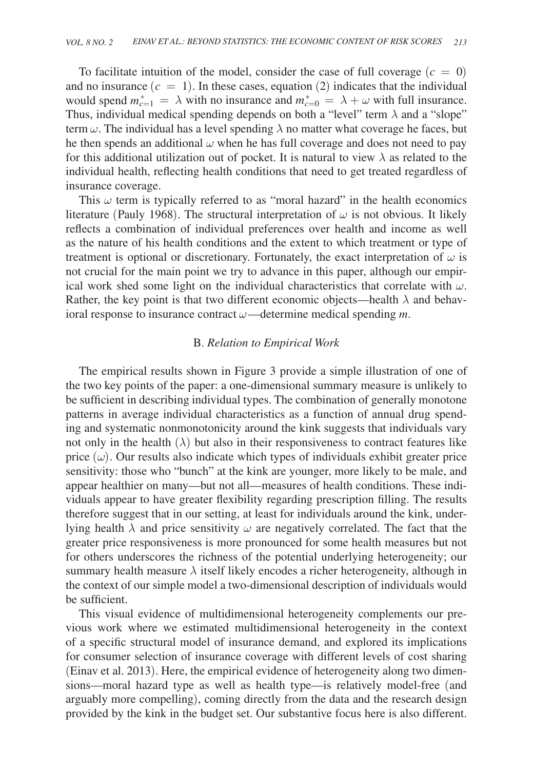To facilitate intuition of the model, consider the case of full coverage ($c = 0$) and no insurance ($c = 1$). In these cases, equation (2) indicates that the individual would spend $m^*_{c=1} = \lambda$ with no insurance and $m^*_{c=0} = \lambda + \omega$ with full insurance. Thus, individual medical spending depends on both a "level" term $\lambda$ and a "slope" term $\omega$. The individual has a level spending $\lambda$ no matter what coverage he faces, but he then spends an additional $\omega$ when he has full coverage and does not need to pay for this additional utilization out of pocket. It is natural to view $\lambda$ as related to the individual health, reflecting health conditions that need to get treated regardless of insurance coverage.

This $\omega$ term is typically referred to as "moral hazard" in the health economics literature (Pauly 1968). The structural interpretation of $\omega$ is not obvious. It likely reflects a combination of individual preferences over health and income as well as the nature of his health conditions and the extent to which treatment or type of treatment is optional or discretionary. Fortunately, the exact interpretation of $\omega$ is not crucial for the main point we try to advance in this paper, although our empirical work shed some light on the individual characteristics that correlate with $\omega$. Rather, the key point is that two different economic objects—health $\lambda$ and behavioral response to insurance contract $\omega$—determine medical spending $m$.

### B. *Relation to Empirical Work*

The empirical results shown in Figure 3 provide a simple illustration of one of the two key points of the paper: a one-dimensional summary measure is unlikely to be sufficient in describing individual types. The combination of generally monotone patterns in average individual characteristics as a function of annual drug spending and systematic nonmonotonicity around the kink suggests that individuals vary not only in the health ($\lambda$) but also in their responsiveness to contract features like price ($\omega$). Our results also indicate which types of individuals exhibit greater price sensitivity: those who "bunch" at the kink are younger, more likely to be male, and appear healthier on many—but not all—measures of health conditions. These individuals appear to have greater flexibility regarding prescription filling. The results therefore suggest that in our setting, at least for individuals around the kink, underlying health $\lambda$ and price sensitivity $\omega$ are negatively correlated. The fact that the greater price responsiveness is more pronounced for some health measures but not for others underscores the richness of the potential underlying heterogeneity; our summary health measure $\lambda$ itself likely encodes a richer heterogeneity, although in the context of our simple model a two-dimensional description of individuals would be sufficient.

This visual evidence of multidimensional heterogeneity complements our previous work where we estimated multidimensional heterogeneity in the context of a specific structural model of insurance demand, and explored its implications for consumer selection of insurance coverage with different levels of cost sharing (Einav et al. 2013). Here, the empirical evidence of heterogeneity along two dimensions—moral hazard type as well as health type—is relatively model-free (and arguably more compelling), coming directly from the data and the research design provided by the kink in the budget set. Our substantive focus here is also different.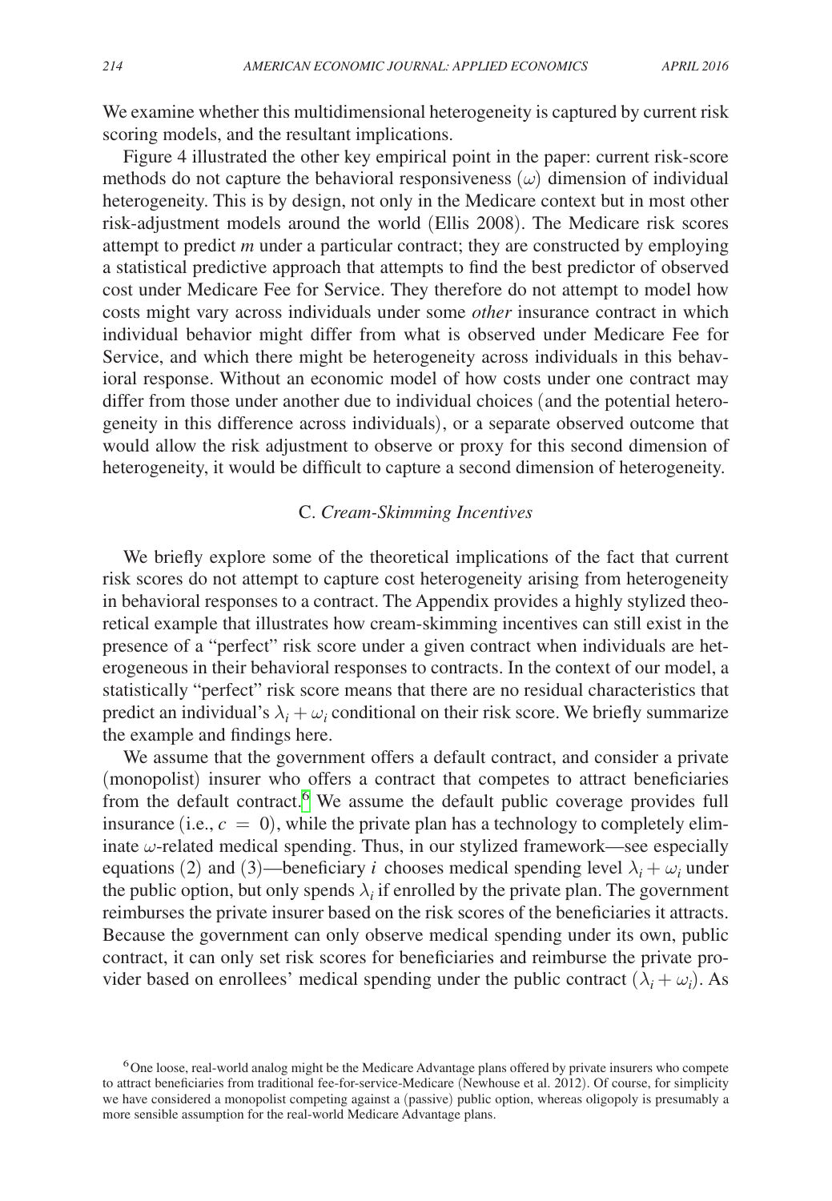We examine whether this multidimensional heterogeneity is captured by current risk scoring models, and the resultant implications.

Figure 4 illustrated the other key empirical point in the paper: current risk-score methods do not capture the behavioral responsiveness $(\omega)$ dimension of individual heterogeneity. This is by design, not only in the Medicare context but in most other risk-adjustment models around the world (Ellis 2008). The Medicare risk scores attempt to predict $m$ under a particular contract; they are constructed by employing a statistical predictive approach that attempts to find the best predictor of observed cost under Medicare Fee for Service. They therefore do not attempt to model how costs might vary across individuals under some *other* insurance contract in which individual behavior might differ from what is observed under Medicare Fee for Service, and which there might be heterogeneity across individuals in this behavioral response. Without an economic model of how costs under one contract may differ from those under another due to individual choices (and the potential heterogeneity in this difference across individuals), or a separate observed outcome that would allow the risk adjustment to observe or proxy for this second dimension of heterogeneity, it would be difficult to capture a second dimension of heterogeneity.

### C. *Cream-Skimming Incentives*

We briefly explore some of the theoretical implications of the fact that current risk scores do not attempt to capture cost heterogeneity arising from heterogeneity in behavioral responses to a contract. The Appendix provides a highly stylized theoretical example that illustrates how cream-skimming incentives can still exist in the presence of a "perfect" risk score under a given contract when individuals are heterogeneous in their behavioral responses to contracts. In the context of our model, a statistically "perfect" risk score means that there are no residual characteristics that predict an individual's $\lambda_i + \omega_i$ conditional on their risk score. We briefly summarize the example and findings here.

We assume that the government offers a default contract, and consider a private (monopolist) insurer who offers a contract that competes to attract beneficiaries from the default contract.[6] We assume the default public coverage provides full insurance (i.e., $c = 0$), while the private plan has a technology to completely eliminate $\omega$-related medical spending. Thus, in our stylized framework—see especially equations (2) and (3)—beneficiary $i$ chooses medical spending level $\lambda_i + \omega_i$ under the public option, but only spends $\lambda_i$ if enrolled by the private plan. The government reimburses the private insurer based on the risk scores of the beneficiaries it attracts. Because the government can only observe medical spending under its own, public contract, it can only set risk scores for beneficiaries and reimburse the private provider based on enrollees' medical spending under the public contract $(\lambda_i + \omega_i)$. As

[6] One loose, real-world analog might be the Medicare Advantage plans offered by private insurers who compete to attract beneficiaries from traditional fee-for-service-Medicare (Newhouse et al. 2012). Of course, for simplicity we have considered a monopolist competing against a (passive) public option, whereas oligopoly is presumably a more sensible assumption for the real-world Medicare Advantage plans.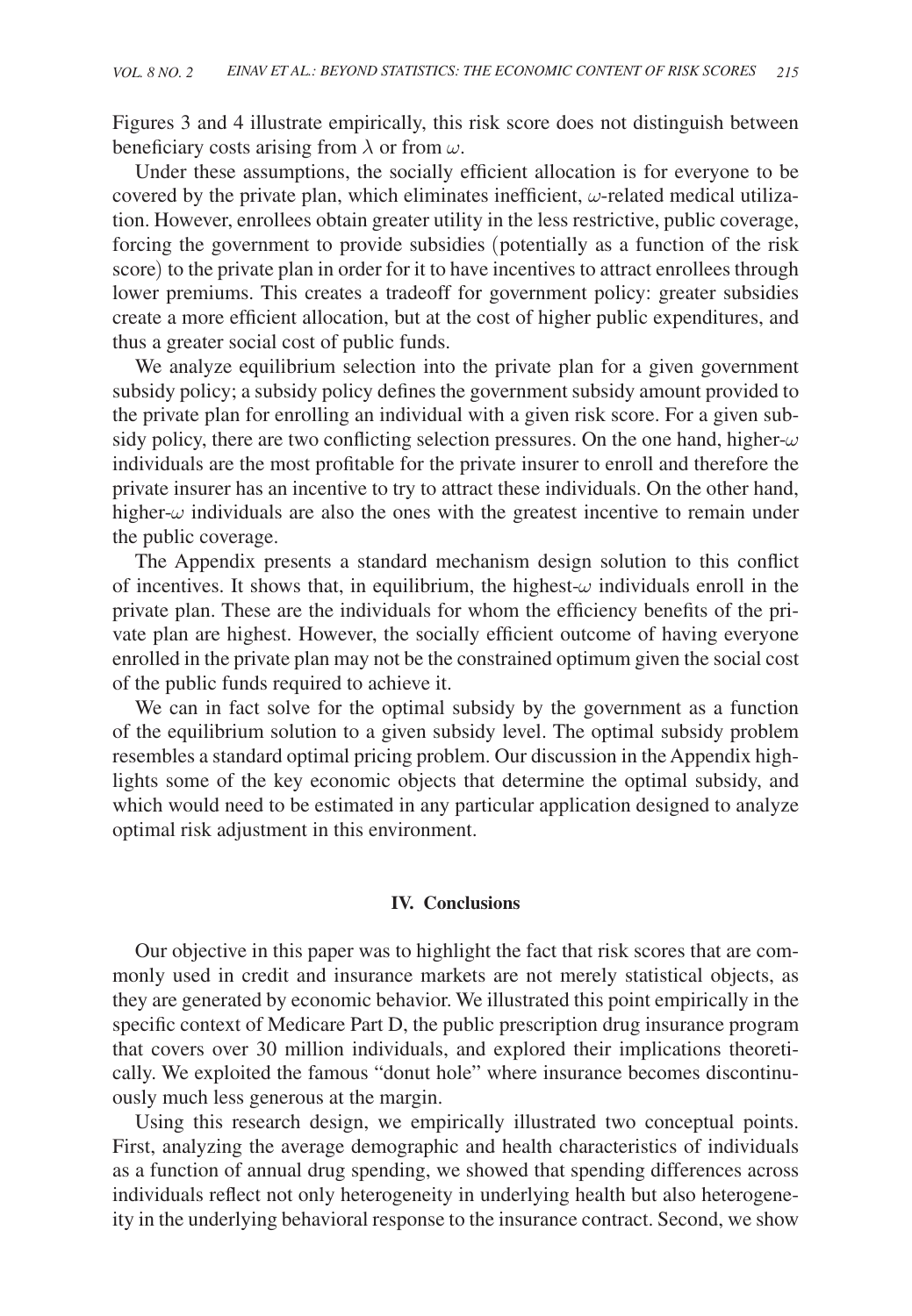Figures 3 and 4 illustrate empirically, this risk score does not distinguish between beneficiary costs arising from $\lambda$ or from $\omega$.

Under these assumptions, the socially efficient allocation is for everyone to be covered by the private plan, which eliminates inefficient, $\omega$-related medical utilization. However, enrollees obtain greater utility in the less restrictive, public coverage, forcing the government to provide subsidies (potentially as a function of the risk score) to the private plan in order for it to have incentives to attract enrollees through lower premiums. This creates a tradeoff for government policy: greater subsidies create a more efficient allocation, but at the cost of higher public expenditures, and thus a greater social cost of public funds.

We analyze equilibrium selection into the private plan for a given government subsidy policy; a subsidy policy defines the government subsidy amount provided to the private plan for enrolling an individual with a given risk score. For a given subsidy policy, there are two conflicting selection pressures. On the one hand, higher-$\omega$ individuals are the most profitable for the private insurer to enroll and therefore the private insurer has an incentive to try to attract these individuals. On the other hand, higher-$\omega$ individuals are also the ones with the greatest incentive to remain under the public coverage.

The Appendix presents a standard mechanism design solution to this conflict of incentives. It shows that, in equilibrium, the highest-$\omega$ individuals enroll in the private plan. These are the individuals for whom the efficiency benefits of the private plan are highest. However, the socially efficient outcome of having everyone enrolled in the private plan may not be the constrained optimum given the social cost of the public funds required to achieve it.

We can in fact solve for the optimal subsidy by the government as a function of the equilibrium solution to a given subsidy level. The optimal subsidy problem resembles a standard optimal pricing problem. Our discussion in the Appendix highlights some of the key economic objects that determine the optimal subsidy, and which would need to be estimated in any particular application designed to analyze optimal risk adjustment in this environment.

## IV. Conclusions

Our objective in this paper was to highlight the fact that risk scores that are commonly used in credit and insurance markets are not merely statistical objects, as they are generated by economic behavior. We illustrated this point empirically in the specific context of Medicare Part D, the public prescription drug insurance program that covers over 30 million individuals, and explored their implications theoretically. We exploited the famous "donut hole" where insurance becomes discontinuously much less generous at the margin.

Using this research design, we empirically illustrated two conceptual points. First, analyzing the average demographic and health characteristics of individuals as a function of annual drug spending, we showed that spending differences across individuals reflect not only heterogeneity in underlying health but also heterogeneity in the underlying behavioral response to the insurance contract. Second, we show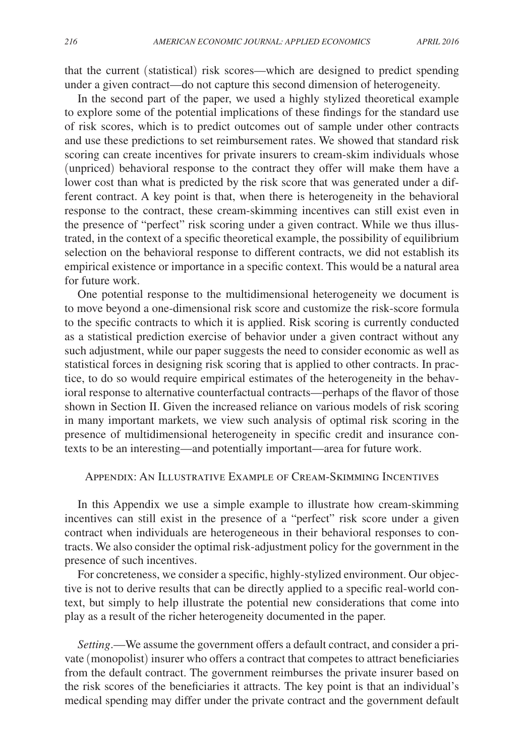that the current (statistical) risk scores—which are designed to predict spending under a given contract—do not capture this second dimension of heterogeneity.

In the second part of the paper, we used a highly stylized theoretical example to explore some of the potential implications of these findings for the standard use of risk scores, which is to predict outcomes out of sample under other contracts and use these predictions to set reimbursement rates. We showed that standard risk scoring can create incentives for private insurers to cream-skim individuals whose (unpriced) behavioral response to the contract they offer will make them have a lower cost than what is predicted by the risk score that was generated under a different contract. A key point is that, when there is heterogeneity in the behavioral response to the contract, these cream-skimming incentives can still exist even in the presence of "perfect" risk scoring under a given contract. While we thus illustrated, in the context of a specific theoretical example, the possibility of equilibrium selection on the behavioral response to different contracts, we did not establish its empirical existence or importance in a specific context. This would be a natural area for future work.

One potential response to the multidimensional heterogeneity we document is to move beyond a one-dimensional risk score and customize the risk-score formula to the specific contracts to which it is applied. Risk scoring is currently conducted as a statistical prediction exercise of behavior under a given contract without any such adjustment, while our paper suggests the need to consider economic as well as statistical forces in designing risk scoring that is applied to other contracts. In practice, to do so would require empirical estimates of the heterogeneity in the behavioral response to alternative counterfactual contracts—perhaps of the flavor of those shown in Section II. Given the increased reliance on various models of risk scoring in many important markets, we view such analysis of optimal risk scoring in the presence of multidimensional heterogeneity in specific credit and insurance contexts to be an interesting—and potentially important—area for future work.

## Appendix: An Illustrative Example of Cream-Skimming Incentives

In this Appendix we use a simple example to illustrate how cream-skimming incentives can still exist in the presence of a "perfect" risk score under a given contract when individuals are heterogeneous in their behavioral responses to contracts. We also consider the optimal risk-adjustment policy for the government in the presence of such incentives.

For concreteness, we consider a specific, highly-stylized environment. Our objective is not to derive results that can be directly applied to a specific real-world context, but simply to help illustrate the potential new considerations that come into play as a result of the richer heterogeneity documented in the paper.

*Setting*.—We assume the government offers a default contract, and consider a private (monopolist) insurer who offers a contract that competes to attract beneficiaries from the default contract. The government reimburses the private insurer based on the risk scores of the beneficiaries it attracts. The key point is that an individual's medical spending may differ under the private contract and the government default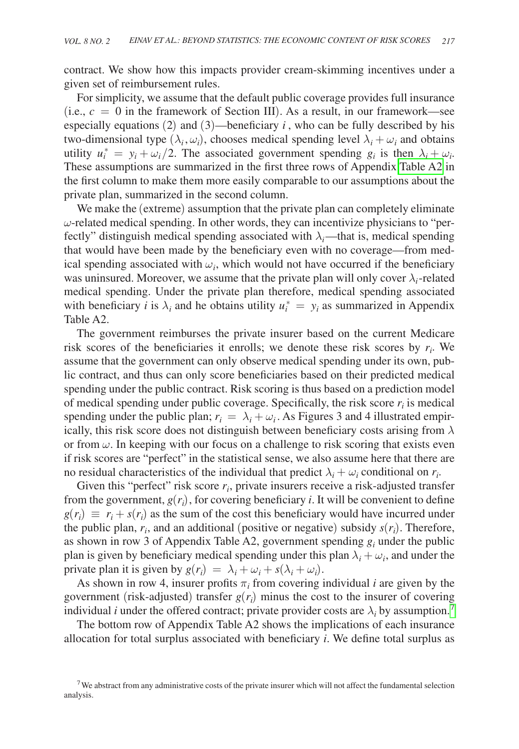contract. We show how this impacts provider cream-skimming incentives under a given set of reimbursement rules.

For simplicity, we assume that the default public coverage provides full insurance (i.e., $c = 0$ in the framework of Section III). As a result, in our framework—see especially equations (2) and (3)—beneficiary $i$, who can be fully described by his two-dimensional type $(\lambda_i, \omega_i)$, chooses medical spending level $\lambda_i + \omega_i$ and obtains utility $u_i^* = y_i + \omega_i/2$. The associated government spending $g_i$ is then $\lambda_i + \omega_i$. These assumptions are summarized in the first three rows of Appendix Table A2 in the first column to make them more easily comparable to our assumptions about the private plan, summarized in the second column.

We make the (extreme) assumption that the private plan can completely eliminate $\omega$-related medical spending. In other words, they can incentivize physicians to "perfectly" distinguish medical spending associated with $\lambda_i$—that is, medical spending that would have been made by the beneficiary even with no coverage—from medical spending associated with $\omega_i$, which would not have occurred if the beneficiary was uninsured. Moreover, we assume that the private plan will only cover $\lambda_i$-related medical spending. Under the private plan therefore, medical spending associated with beneficiary $i$ is $\lambda_i$ and he obtains utility $u_i^* = y_i$ as summarized in Appendix Table A2.

The government reimburses the private insurer based on the current Medicare risk scores of the beneficiaries it enrolls; we denote these risk scores by $r_i$. We assume that the government can only observe medical spending under its own, public contract, and thus can only score beneficiaries based on their predicted medical spending under the public contract. Risk scoring is thus based on a prediction model of medical spending under public coverage. Specifically, the risk score $r_i$ is medical spending under the public plan; $r_i = \lambda_i + \omega_i$. As Figures 3 and 4 illustrated empirically, this risk score does not distinguish between beneficiary costs arising from $\lambda$ or from $\omega$. In keeping with our focus on a challenge to risk scoring that exists even if risk scores are "perfect" in the statistical sense, we also assume here that there are no residual characteristics of the individual that predict $\lambda_i + \omega_i$ conditional on $r_i$.

Given this "perfect" risk score $r_i$, private insurers receive a risk-adjusted transfer from the government, $g(r_i)$, for covering beneficiary $i$. It will be convenient to define $g(r_i) \equiv r_i + s(r_i)$ as the sum of the cost this beneficiary would have incurred under the public plan, $r_i$, and an additional (positive or negative) subsidy $s(r_i)$. Therefore, as shown in row 3 of Appendix Table A2, government spending $g_i$ under the public plan is given by beneficiary medical spending under this plan $\lambda_i + \omega_i$, and under the private plan it is given by $g(r_i) = \lambda_i + \omega_i + s(\lambda_i + \omega_i)$.

As shown in row 4, insurer profits $\pi_i$ from covering individual $i$ are given by the government (risk-adjusted) transfer $g(r_i)$ minus the cost to the insurer of covering individual $i$ under the offered contract; private provider costs are $\lambda_i$ by assumption.[7]

The bottom row of Appendix Table A2 shows the implications of each insurance allocation for total surplus associated with beneficiary $i$. We define total surplus as

[7] We abstract from any administrative costs of the private insurer which will not affect the fundamental selection analysis.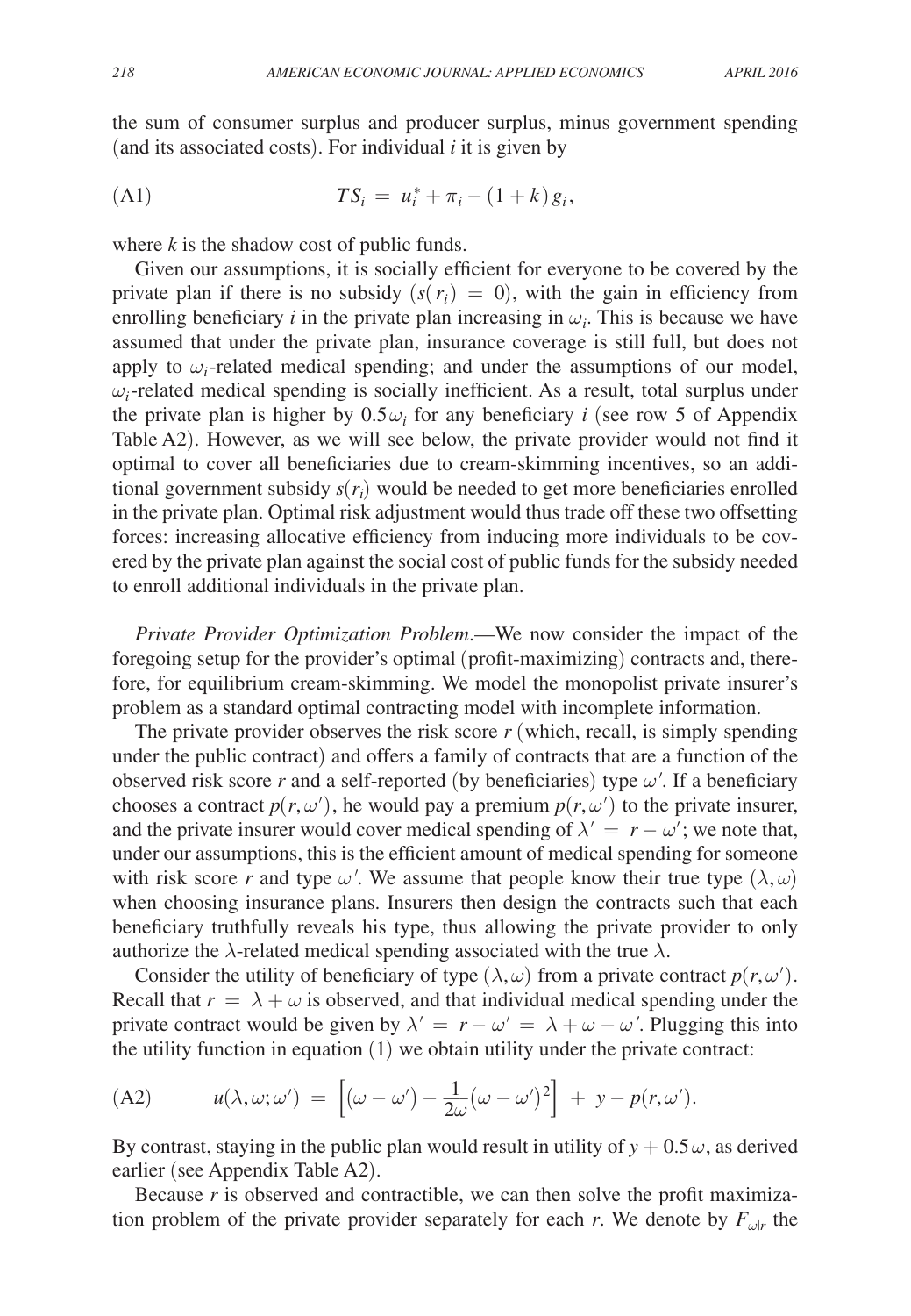the sum of consumer surplus and producer surplus, minus government spending (and its associated costs). For individual $i$ it is given by

$$\text{(A1)} \qquad TS_i = u_i^* + \pi_i - (1+k)\,g_i,$$

where $k$ is the shadow cost of public funds.

Given our assumptions, it is socially efficient for everyone to be covered by the private plan if there is no subsidy ($s(r_i) = 0$), with the gain in efficiency from enrolling beneficiary $i$ in the private plan increasing in $\omega_i$. This is because we have assumed that under the private plan, insurance coverage is still full, but does not apply to $\omega_i$-related medical spending; and under the assumptions of our model, $\omega_i$-related medical spending is socially inefficient. As a result, total surplus under the private plan is higher by $0.5\omega_i$ for any beneficiary $i$ (see row 5 of Appendix Table A2). However, as we will see below, the private provider would not find it optimal to cover all beneficiaries due to cream-skimming incentives, so an additional government subsidy $s(r_i)$ would be needed to get more beneficiaries enrolled in the private plan. Optimal risk adjustment would thus trade off these two offsetting forces: increasing allocative efficiency from inducing more individuals to be covered by the private plan against the social cost of public funds for the subsidy needed to enroll additional individuals in the private plan.

*Private Provider Optimization Problem*.—We now consider the impact of the foregoing setup for the provider's optimal (profit-maximizing) contracts and, therefore, for equilibrium cream-skimming. We model the monopolist private insurer's problem as a standard optimal contracting model with incomplete information.

The private provider observes the risk score $r$ (which, recall, is simply spending under the public contract) and offers a family of contracts that are a function of the observed risk score $r$ and a self-reported (by beneficiaries) type $\omega'$. If a beneficiary chooses a contract $p(r,\omega')$, he would pay a premium $p(r,\omega')$ to the private insurer, and the private insurer would cover medical spending of $\lambda' = r - \omega'$; we note that, under our assumptions, this is the efficient amount of medical spending for someone with risk score $r$ and type $\omega'$. We assume that people know their true type $(\lambda,\omega)$ when choosing insurance plans. Insurers then design the contracts such that each beneficiary truthfully reveals his type, thus allowing the private provider to only authorize the $\lambda$-related medical spending associated with the true $\lambda$.

Consider the utility of beneficiary of type $(\lambda,\omega)$ from a private contract $p(r,\omega')$. Recall that $r = \lambda + \omega$ is observed, and that individual medical spending under the private contract would be given by $\lambda' = r - \omega' = \lambda + \omega - \omega'$. Plugging this into the utility function in equation (1) we obtain utility under the private contract:

$$\text{(A2)} \qquad u(\lambda,\omega;\omega') = \left[(\omega-\omega') - \frac{1}{2\omega}(\omega-\omega')^2\right] + y - p(r,\omega').$$

By contrast, staying in the public plan would result in utility of $y + 0.5\omega$, as derived earlier (see Appendix Table A2).

Because $r$ is observed and contractible, we can then solve the profit maximization problem of the private provider separately for each $r$. We denote by $F_{\omega|r}$ the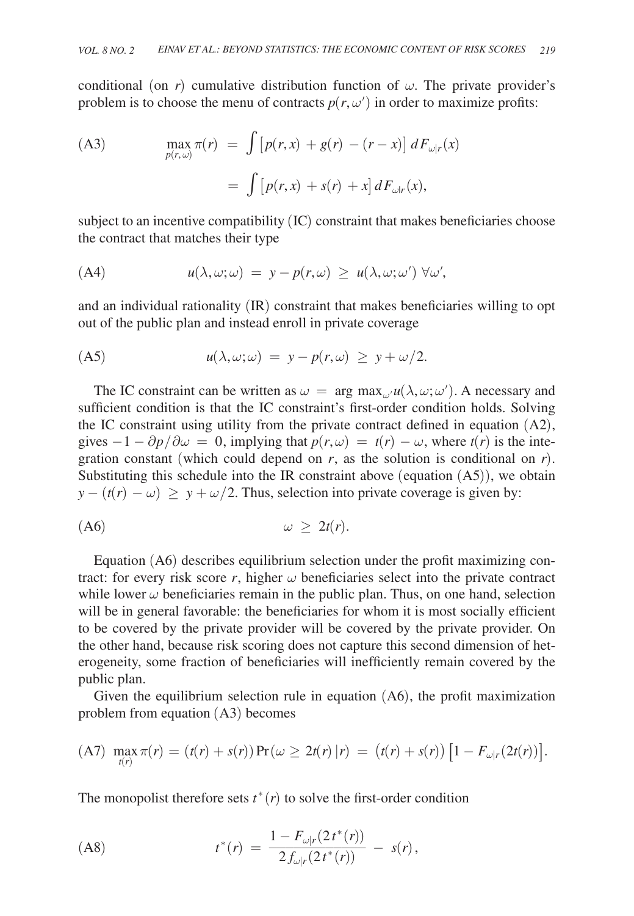conditional (on $r$) cumulative distribution function of $\omega$. The private provider's problem is to choose the menu of contracts $p(r, \omega')$ in order to maximize profits:

$$\text{(A3)} \qquad \max_{p(r,\omega)} \pi(r) \;=\; \int \left[ p(r,x) + g(r) - (r - x) \right] dF_{\omega|r}(x)$$

$$= \int \left[ p(r,x) + s(r) + x \right] dF_{\omega|r}(x),$$

subject to an incentive compatibility (IC) constraint that makes beneficiaries choose the contract that matches their type

$$\text{(A4)} \qquad u(\lambda, \omega; \omega) \;=\; y - p(r,\omega) \;\geq\; u(\lambda, \omega; \omega') \;\forall \omega',$$

and an individual rationality (IR) constraint that makes beneficiaries willing to opt out of the public plan and instead enroll in private coverage

$$\text{(A5)} \qquad u(\lambda, \omega; \omega) \;=\; y - p(r,\omega) \;\geq\; y + \omega/2.$$

The IC constraint can be written as $\omega \;=\; \arg\max_{\omega'} u(\lambda, \omega; \omega')$. A necessary and sufficient condition is that the IC constraint's first-order condition holds. Solving the IC constraint using utility from the private contract defined in equation (A2), gives $-1 - \partial p / \partial \omega \;=\; 0$, implying that $p(r, \omega) \;=\; t(r) - \omega$, where $t(r)$ is the integration constant (which could depend on $r$, as the solution is conditional on $r$). Substituting this schedule into the IR constraint above (equation (A5)), we obtain $y - (t(r) - \omega) \;\geq\; y + \omega/2$. Thus, selection into private coverage is given by:

$$\text{(A6)} \qquad \omega \;\geq\; 2t(r).$$

Equation (A6) describes equilibrium selection under the profit maximizing contract: for every risk score $r$, higher $\omega$ beneficiaries select into the private contract while lower $\omega$ beneficiaries remain in the public plan. Thus, on one hand, selection will be in general favorable: the beneficiaries for whom it is most socially efficient to be covered by the private provider will be covered by the private provider. On the other hand, because risk scoring does not capture this second dimension of heterogeneity, some fraction of beneficiaries will inefficiently remain covered by the public plan.

Given the equilibrium selection rule in equation (A6), the profit maximization problem from equation (A3) becomes

$$\text{(A7)} \quad \max_{t(r)} \pi(r) = (t(r) + s(r)) \Pr(\omega \geq 2t(r)\,|\,r) \;=\; \big(t(r) + s(r)\big)\left[1 - F_{\omega|r}(2t(r))\right].$$

The monopolist therefore sets $t^*(r)$ to solve the first-order condition

$$\text{(A8)} \qquad t^*(r) \;=\; \frac{1 - F_{\omega|r}(2\,t^*(r))}{2\,f_{\omega|r}(2\,t^*(r))} \;-\; s(r),$$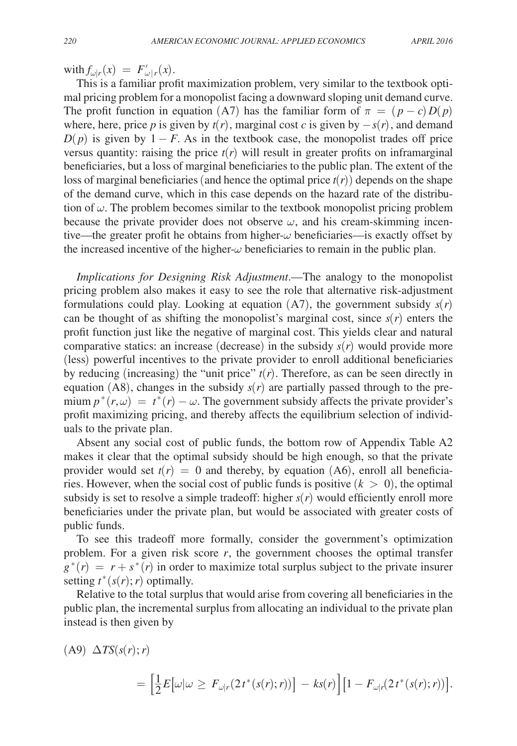with $f_{\omega|r}(x) = F'_{\omega|r}(x)$.

This is a familiar profit maximization problem, very similar to the textbook optimal pricing problem for a monopolist facing a downward sloping unit demand curve. The profit function in equation (A7) has the familiar form of $\pi = (p - c)D(p)$ where, here, price $p$ is given by $t(r)$, marginal cost $c$ is given by $-s(r)$, and demand $D(p)$ is given by $1 - F$. As in the textbook case, the monopolist trades off price versus quantity: raising the price $t(r)$ will result in greater profits on inframarginal beneficiaries, but a loss of marginal beneficiaries to the public plan. The extent of the loss of marginal beneficiaries (and hence the optimal price $t(r)$) depends on the shape of the demand curve, which in this case depends on the hazard rate of the distribution of $\omega$. The problem becomes similar to the textbook monopolist pricing problem because the private provider does not observe $\omega$, and his cream-skimming incentive—the greater profit he obtains from higher-$\omega$ beneficiaries—is exactly offset by the increased incentive of the higher-$\omega$ beneficiaries to remain in the public plan.

*Implications for Designing Risk Adjustment*.—The analogy to the monopolist pricing problem also makes it easy to see the role that alternative risk-adjustment formulations could play. Looking at equation (A7), the government subsidy $s(r)$ can be thought of as shifting the monopolist's marginal cost, since $s(r)$ enters the profit function just like the negative of marginal cost. This yields clear and natural comparative statics: an increase (decrease) in the subsidy $s(r)$ would provide more (less) powerful incentives to the private provider to enroll additional beneficiaries by reducing (increasing) the "unit price" $t(r)$. Therefore, as can be seen directly in equation (A8), changes in the subsidy $s(r)$ are partially passed through to the premium $p^*(r,\omega) = t^*(r) - \omega$. The government subsidy affects the private provider's profit maximizing pricing, and thereby affects the equilibrium selection of individuals to the private plan.

Absent any social cost of public funds, the bottom row of Appendix Table A2 makes it clear that the optimal subsidy should be high enough, so that the private provider would set $t(r) = 0$ and thereby, by equation (A6), enroll all beneficiaries. However, when the social cost of public funds is positive ($k > 0$), the optimal subsidy is set to resolve a simple tradeoff: higher $s(r)$ would efficiently enroll more beneficiaries under the private plan, but would be associated with greater costs of public funds.

To see this tradeoff more formally, consider the government's optimization problem. For a given risk score $r$, the government chooses the optimal transfer $g^*(r) = r + s^*(r)$ in order to maximize total surplus subject to the private insurer setting $t^*(s(r); r)$ optimally.

Relative to the total surplus that would arise from covering all beneficiaries in the public plan, the incremental surplus from allocating an individual to the private plan instead is then given by

$$\text{(A9)}\quad \Delta TS(s(r); r) = \left[\frac{1}{2}E\left[\omega | \omega \geq F_{\omega|r}(2t^*(s(r); r))\right] - ks(r)\right]\left[1 - F_{\omega|r}(2t^*(s(r); r))\right].$$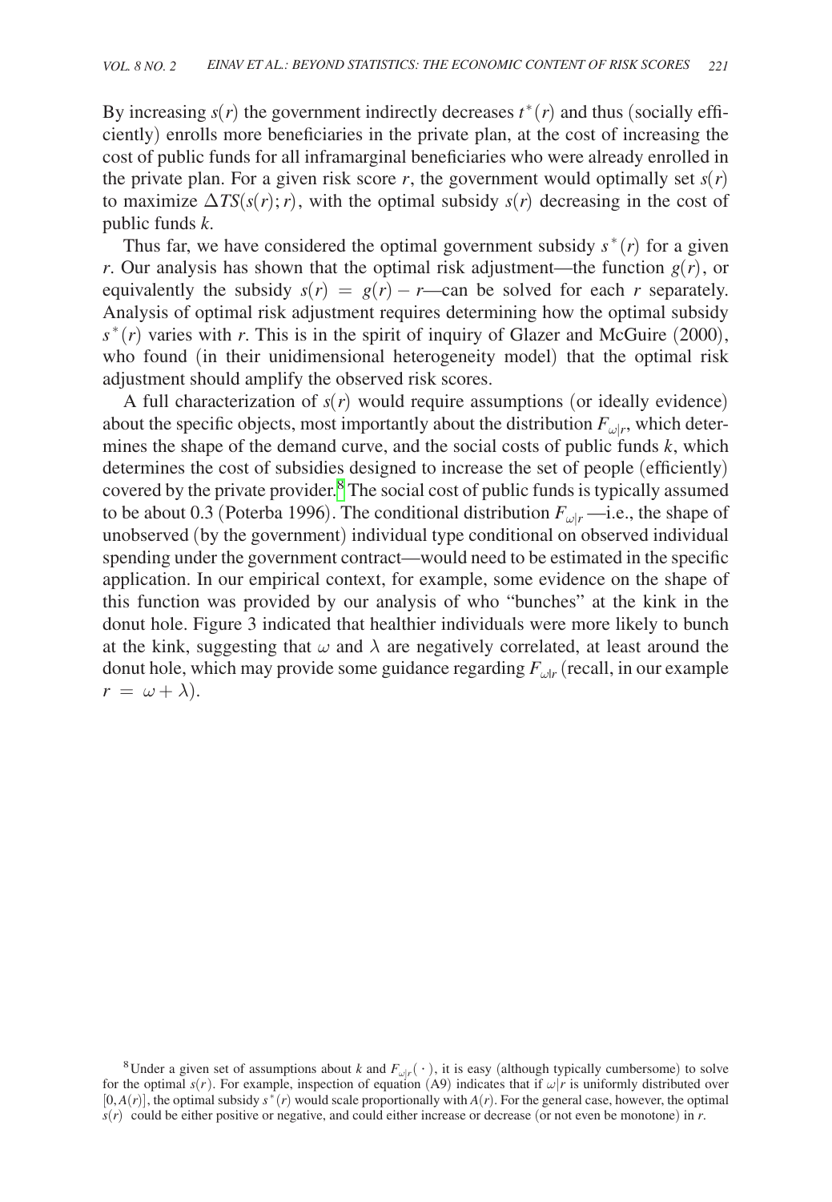By increasing $s(r)$ the government indirectly decreases $t^*(r)$ and thus (socially efficiently) enrolls more beneficiaries in the private plan, at the cost of increasing the cost of public funds for all inframarginal beneficiaries who were already enrolled in the private plan. For a given risk score $r$, the government would optimally set $s(r)$ to maximize $\Delta TS(s(r);r)$, with the optimal subsidy $s(r)$ decreasing in the cost of public funds $k$.

Thus far, we have considered the optimal government subsidy $s^*(r)$ for a given $r$. Our analysis has shown that the optimal risk adjustment—the function $g(r)$, or equivalently the subsidy $s(r) = g(r) - r$—can be solved for each $r$ separately. Analysis of optimal risk adjustment requires determining how the optimal subsidy $s^*(r)$ varies with $r$. This is in the spirit of inquiry of Glazer and McGuire (2000), who found (in their unidimensional heterogeneity model) that the optimal risk adjustment should amplify the observed risk scores.

A full characterization of $s(r)$ would require assumptions (or ideally evidence) about the specific objects, most importantly about the distribution $F_{\omega|r}$, which determines the shape of the demand curve, and the social costs of public funds $k$, which determines the cost of subsidies designed to increase the set of people (efficiently) covered by the private provider.[8] The social cost of public funds is typically assumed to be about 0.3 (Poterba 1996). The conditional distribution $F_{\omega|r}$ —i.e., the shape of unobserved (by the government) individual type conditional on observed individual spending under the government contract—would need to be estimated in the specific application. In our empirical context, for example, some evidence on the shape of this function was provided by our analysis of who "bunches" at the kink in the donut hole. Figure 3 indicated that healthier individuals were more likely to bunch at the kink, suggesting that $\omega$ and $\lambda$ are negatively correlated, at least around the donut hole, which may provide some guidance regarding $F_{\omega|r}$ (recall, in our example $r = \omega + \lambda$).

[8] Under a given set of assumptions about $k$ and $F_{\omega|r}(\cdot)$, it is easy (although typically cumbersome) to solve for the optimal $s(r)$. For example, inspection of equation (A9) indicates that if $\omega|r$ is uniformly distributed over $[0, A(r)]$, the optimal subsidy $s^*(r)$ would scale proportionally with $A(r)$. For the general case, however, the optimal $s(r)$ could be either positive or negative, and could either increase or decrease (or not even be monotone) in $r$.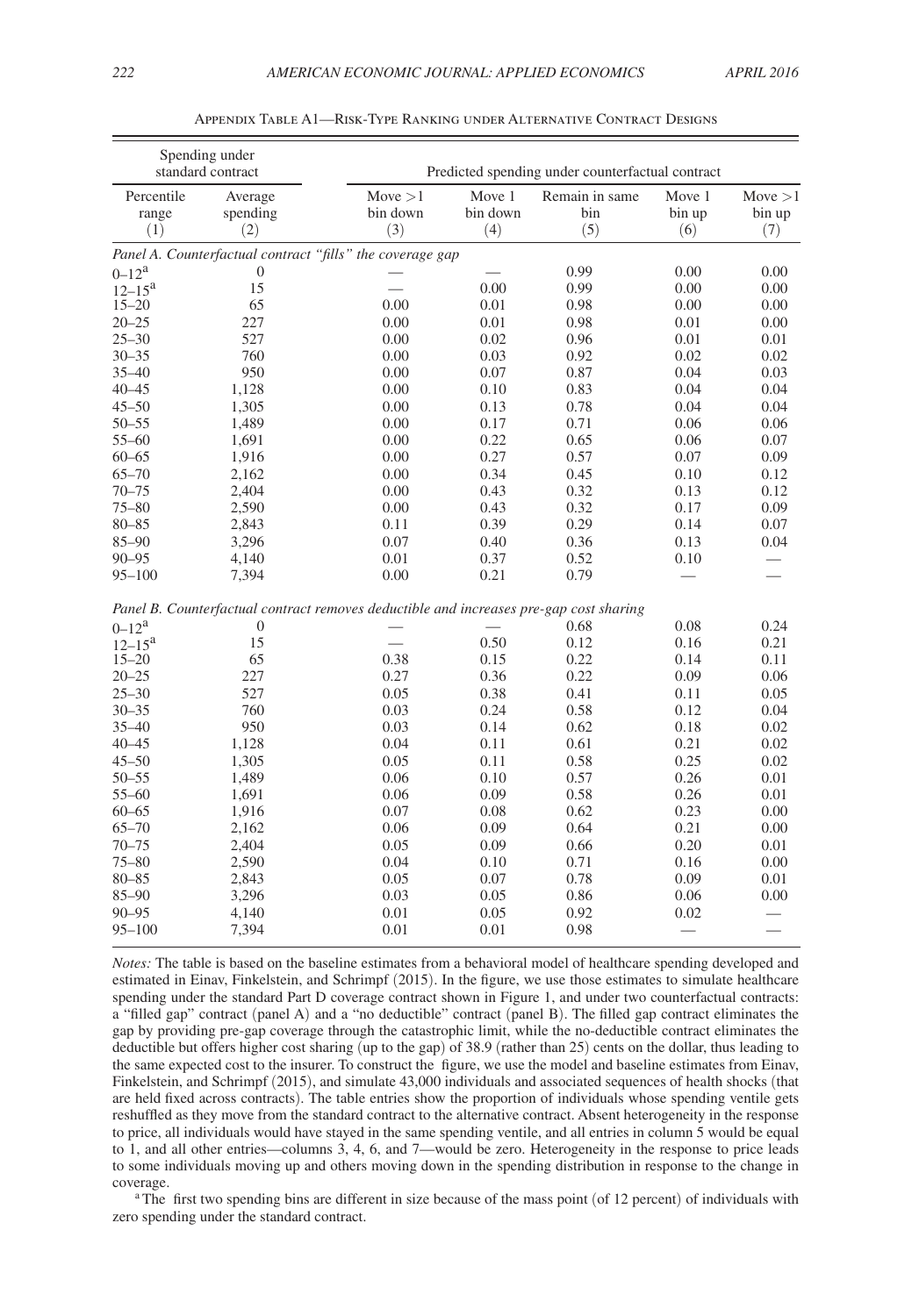Appendix Table A1—Risk-Type Ranking under Alternative Contract Designs

| Spending under standard contract | | Predicted spending under counterfactual contract | | | | |
|---|---|---|---|---|---|---|
| Percentile range (1) | Average spending (2) | Move >1 bin down (3) | Move 1 bin down (4) | Remain in same bin (5) | Move 1 bin up (6) | Move >1 bin up (7) |
| *Panel A. Counterfactual contract "fills" the coverage gap* | | | | | | |
| 0–12[a] | 0 | — | — | 0.99 | 0.00 | 0.00 |
| 12–15[a] | 15 | — | 0.00 | 0.99 | 0.00 | 0.00 |
| 15–20 | 65 | 0.00 | 0.01 | 0.98 | 0.00 | 0.00 |
| 20–25 | 227 | 0.00 | 0.01 | 0.98 | 0.01 | 0.00 |
| 25–30 | 527 | 0.00 | 0.02 | 0.96 | 0.01 | 0.01 |
| 30–35 | 760 | 0.00 | 0.03 | 0.92 | 0.02 | 0.02 |
| 35–40 | 950 | 0.00 | 0.07 | 0.87 | 0.04 | 0.03 |
| 40–45 | 1,128 | 0.00 | 0.10 | 0.83 | 0.04 | 0.04 |
| 45–50 | 1,305 | 0.00 | 0.13 | 0.78 | 0.04 | 0.04 |
| 50–55 | 1,489 | 0.00 | 0.17 | 0.71 | 0.06 | 0.06 |
| 55–60 | 1,691 | 0.00 | 0.22 | 0.65 | 0.06 | 0.07 |
| 60–65 | 1,916 | 0.00 | 0.27 | 0.57 | 0.07 | 0.09 |
| 65–70 | 2,162 | 0.00 | 0.34 | 0.45 | 0.10 | 0.12 |
| 70–75 | 2,404 | 0.00 | 0.43 | 0.32 | 0.13 | 0.12 |
| 75–80 | 2,590 | 0.00 | 0.43 | 0.32 | 0.17 | 0.09 |
| 80–85 | 2,843 | 0.11 | 0.39 | 0.29 | 0.14 | 0.07 |
| 85–90 | 3,296 | 0.07 | 0.40 | 0.36 | 0.13 | 0.04 |
| 90–95 | 4,140 | 0.01 | 0.37 | 0.52 | 0.10 | — |
| 95–100 | 7,394 | 0.00 | 0.21 | 0.79 | — | — |
| *Panel B. Counterfactual contract removes deductible and increases pre-gap cost sharing* | | | | | | |
| 0–12[a] | 0 | — | — | 0.68 | 0.08 | 0.24 |
| 12–15[a] | 15 | — | 0.50 | 0.12 | 0.16 | 0.21 |
| 15–20 | 65 | 0.38 | 0.15 | 0.22 | 0.14 | 0.11 |
| 20–25 | 227 | 0.27 | 0.36 | 0.22 | 0.09 | 0.06 |
| 25–30 | 527 | 0.05 | 0.38 | 0.41 | 0.11 | 0.05 |
| 30–35 | 760 | 0.03 | 0.24 | 0.58 | 0.12 | 0.04 |
| 35–40 | 950 | 0.03 | 0.14 | 0.62 | 0.18 | 0.02 |
| 40–45 | 1,128 | 0.04 | 0.11 | 0.61 | 0.21 | 0.02 |
| 45–50 | 1,305 | 0.05 | 0.11 | 0.58 | 0.25 | 0.02 |
| 50–55 | 1,489 | 0.06 | 0.10 | 0.57 | 0.26 | 0.01 |
| 55–60 | 1,691 | 0.06 | 0.09 | 0.58 | 0.26 | 0.01 |
| 60–65 | 1,916 | 0.07 | 0.08 | 0.62 | 0.23 | 0.00 |
| 65–70 | 2,162 | 0.06 | 0.09 | 0.64 | 0.21 | 0.00 |
| 70–75 | 2,404 | 0.05 | 0.09 | 0.66 | 0.20 | 0.01 |
| 75–80 | 2,590 | 0.04 | 0.10 | 0.71 | 0.16 | 0.00 |
| 80–85 | 2,843 | 0.05 | 0.07 | 0.78 | 0.09 | 0.01 |
| 85–90 | 3,296 | 0.03 | 0.05 | 0.86 | 0.06 | 0.00 |
| 90–95 | 4,140 | 0.01 | 0.05 | 0.92 | 0.02 | — |
| 95–100 | 7,394 | 0.01 | 0.01 | 0.98 | — | — |

*Notes:* The table is based on the baseline estimates from a behavioral model of healthcare spending developed and estimated in Einav, Finkelstein, and Schrimpf (2015). In the figure, we use those estimates to simulate healthcare spending under the standard Part D coverage contract shown in Figure 1, and under two counterfactual contracts: a "filled gap" contract (panel A) and a "no deductible" contract (panel B). The filled gap contract eliminates the gap by providing pre-gap coverage through the catastrophic limit, while the no-deductible contract eliminates the deductible but offers higher cost sharing (up to the gap) of 38.9 (rather than 25) cents on the dollar, thus leading to the same expected cost to the insurer. To construct the figure, we use the model and baseline estimates from Einav, Finkelstein, and Schrimpf (2015), and simulate 43,000 individuals and associated sequences of health shocks (that are held fixed across contracts). The table entries show the proportion of individuals whose spending ventile gets reshuffled as they move from the standard contract to the alternative contract. Absent heterogeneity in the response to price, all individuals would have stayed in the same spending ventile, and all entries in column 5 would be equal to 1, and all other entries—columns 3, 4, 6, and 7—would be zero. Heterogeneity in the response to price leads to some individuals moving up and others moving down in the spending distribution in response to the change in coverage.

[a] The first two spending bins are different in size because of the mass point (of 12 percent) of individuals with zero spending under the standard contract.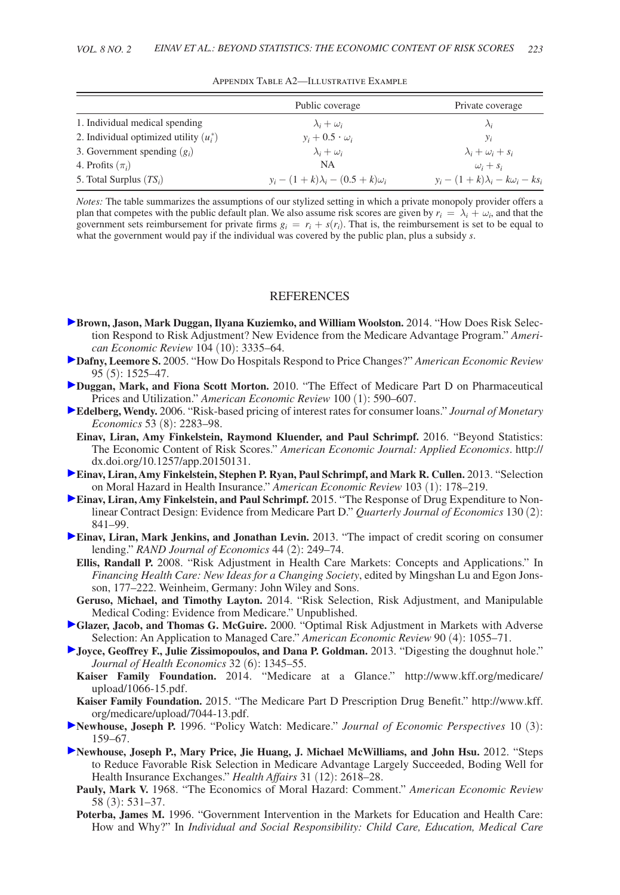Appendix Table A2—Illustrative Example

| | Public coverage | Private coverage |
|---|---|---|
| 1. Individual medical spending | $\lambda_i + \omega_i$ | $\lambda_i$ |
| 2. Individual optimized utility ($u_i^*$) | $y_i + 0.5 \cdot \omega_i$ | $y_i$ |
| 3. Government spending ($g_i$) | $\lambda_i + \omega_i$ | $\lambda_i + \omega_i + s_i$ |
| 4. Profits ($\pi_i$) | NA | $\omega_i + s_i$ |
| 5. Total Surplus ($TS_i$) | $y_i - (1+k)\lambda_i - (0.5+k)\omega_i$ | $y_i - (1+k)\lambda_i - k\omega_i - ks_i$ |

*Notes:* The table summarizes the assumptions of our stylized setting in which a private monopoly provider offers a plan that competes with the public default plan. We also assume risk scores are given by $r_i = \lambda_i + \omega_i$, and that the government sets reimbursement for private firms $g_i = r_i + s(r_i)$. That is, the reimbursement is set to be equal to what the government would pay if the individual was covered by the public plan, plus a subsidy $s$.

## REFERENCES

**Brown, Jason, Mark Duggan, Ilyana Kuziemko, and William Woolston.** 2014. "How Does Risk Selection Respond to Risk Adjustment? New Evidence from the Medicare Advantage Program." *American Economic Review* 104 (10): 3335–64.

**Dafny, Leemore S.** 2005. "How Do Hospitals Respond to Price Changes?" *American Economic Review* 95 (5): 1525–47.

**Duggan, Mark, and Fiona Scott Morton.** 2010. "The Effect of Medicare Part D on Pharmaceutical Prices and Utilization." *American Economic Review* 100 (1): 590–607.

**Edelberg, Wendy.** 2006. "Risk-based pricing of interest rates for consumer loans." *Journal of Monetary Economics* 53 (8): 2283–98.

**Einav, Liran, Amy Finkelstein, Raymond Kluender, and Paul Schrimpf.** 2016. "Beyond Statistics: The Economic Content of Risk Scores." *American Economic Journal: Applied Economics*. http://dx.doi.org/10.1257/app.20150131.

**Einav, Liran, Amy Finkelstein, Stephen P. Ryan, Paul Schrimpf, and Mark R. Cullen.** 2013. "Selection on Moral Hazard in Health Insurance." *American Economic Review* 103 (1): 178–219.

**Einav, Liran, Amy Finkelstein, and Paul Schrimpf.** 2015. "The Response of Drug Expenditure to Nonlinear Contract Design: Evidence from Medicare Part D." *Quarterly Journal of Economics* 130 (2): 841–99.

**Einav, Liran, Mark Jenkins, and Jonathan Levin.** 2013. "The impact of credit scoring on consumer lending." *RAND Journal of Economics* 44 (2): 249–74.

**Ellis, Randall P.** 2008. "Risk Adjustment in Health Care Markets: Concepts and Applications." In *Financing Health Care: New Ideas for a Changing Society*, edited by Mingshan Lu and Egon Jonsson, 177–222. Weinheim, Germany: John Wiley and Sons.

**Geruso, Michael, and Timothy Layton.** 2014. "Risk Selection, Risk Adjustment, and Manipulable Medical Coding: Evidence from Medicare." Unpublished.

**Glazer, Jacob, and Thomas G. McGuire.** 2000. "Optimal Risk Adjustment in Markets with Adverse Selection: An Application to Managed Care." *American Economic Review* 90 (4): 1055–71.

**Joyce, Geoffrey F., Julie Zissimopoulos, and Dana P. Goldman.** 2013. "Digesting the doughnut hole." *Journal of Health Economics* 32 (6): 1345–55.

**Kaiser Family Foundation.** 2014. "Medicare at a Glance." http://www.kff.org/medicare/upload/1066-15.pdf.

**Kaiser Family Foundation.** 2015. "The Medicare Part D Prescription Drug Benefit." http://www.kff.org/medicare/upload/7044-13.pdf.

**Newhouse, Joseph P.** 1996. "Policy Watch: Medicare." *Journal of Economic Perspectives* 10 (3): 159–67.

**Newhouse, Joseph P., Mary Price, Jie Huang, J. Michael McWilliams, and John Hsu.** 2012. "Steps to Reduce Favorable Risk Selection in Medicare Advantage Largely Succeeded, Boding Well for Health Insurance Exchanges." *Health Affairs* 31 (12): 2618–28.

**Pauly, Mark V.** 1968. "The Economics of Moral Hazard: Comment." *American Economic Review* 58 (3): 531–37.

**Poterba, James M.** 1996. "Government Intervention in the Markets for Education and Health Care: How and Why?" In *Individual and Social Responsibility: Child Care, Education, Medical Care*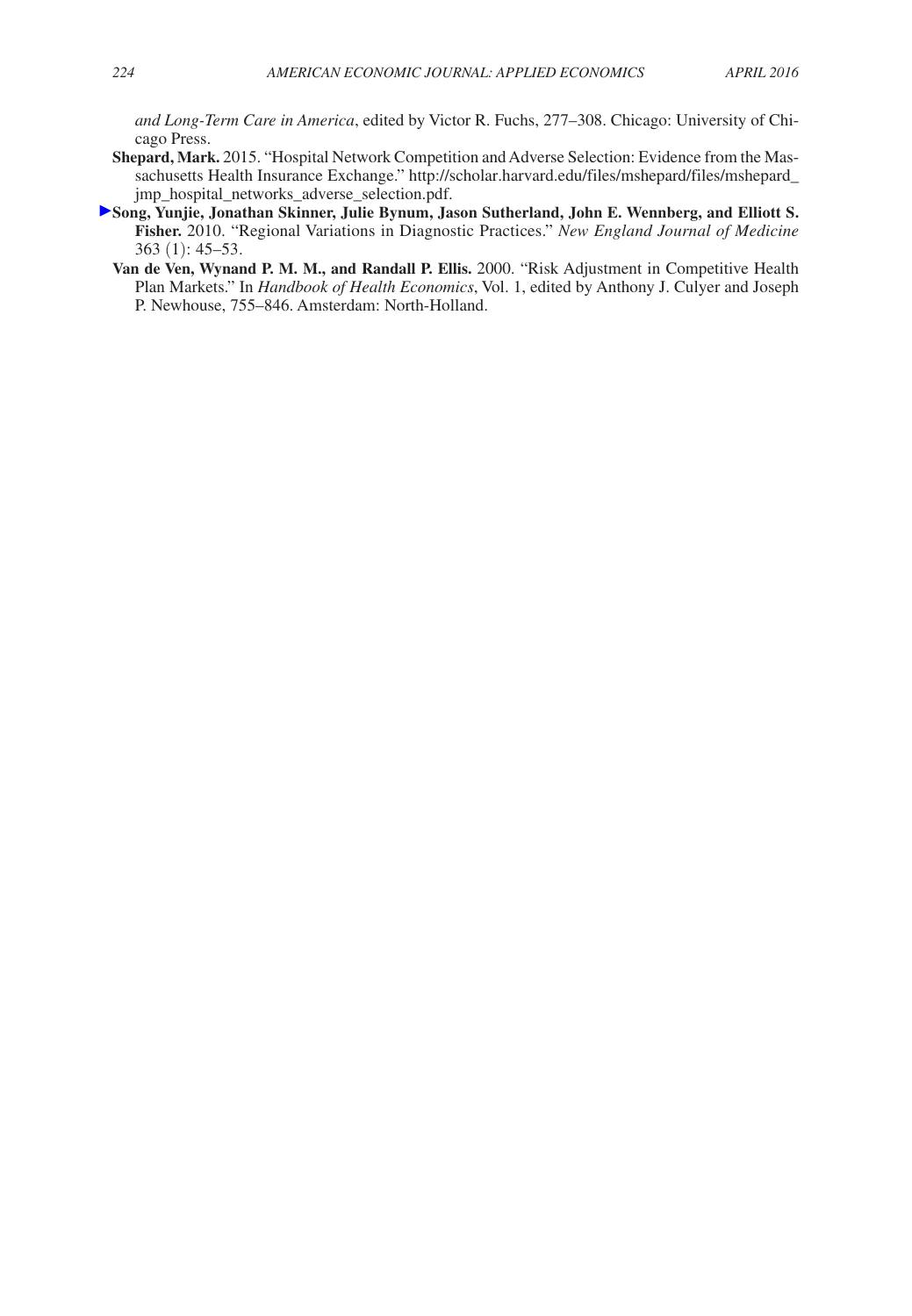*and Long-Term Care in America*, edited by Victor R. Fuchs, 277–308. Chicago: University of Chicago Press.

**Shepard, Mark.** 2015. "Hospital Network Competition and Adverse Selection: Evidence from the Massachusetts Health Insurance Exchange." http://scholar.harvard.edu/files/mshepard/files/mshepard_jmp_hospital_networks_adverse_selection.pdf.

**Song, Yunjie, Jonathan Skinner, Julie Bynum, Jason Sutherland, John E. Wennberg, and Elliott S. Fisher.** 2010. "Regional Variations in Diagnostic Practices." *New England Journal of Medicine* 363 (1): 45–53.

**Van de Ven, Wynand P. M. M., and Randall P. Ellis.** 2000. "Risk Adjustment in Competitive Health Plan Markets." In *Handbook of Health Economics*, Vol. 1, edited by Anthony J. Culyer and Joseph P. Newhouse, 755–846. Amsterdam: North-Holland.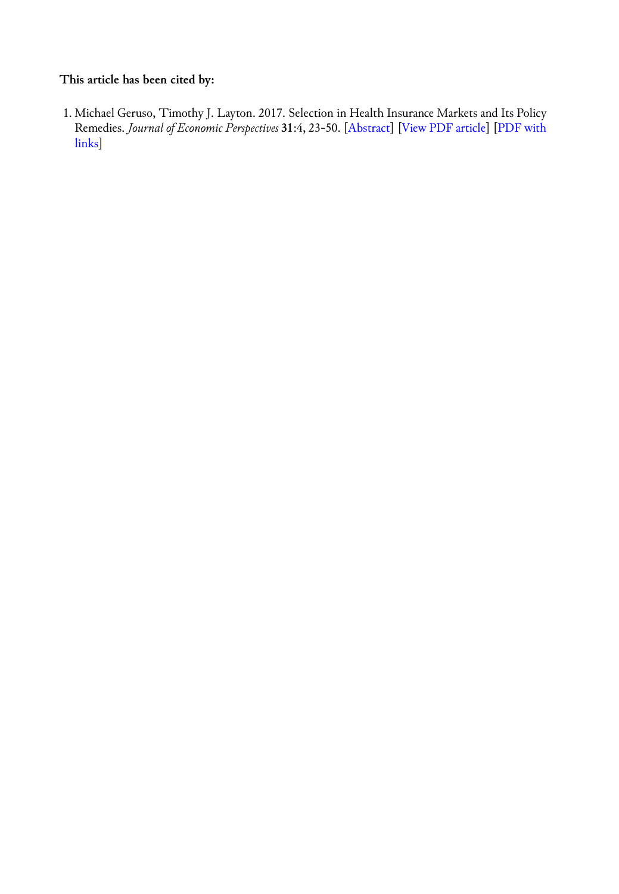**This article has been cited by:**

1. Michael Geruso, Timothy J. Layton. 2017. Selection in Health Insurance Markets and Its Policy Remedies. *Journal of Economic Perspectives* **31**:4, 23-50. [Abstract] [View PDF article] [PDF with links]